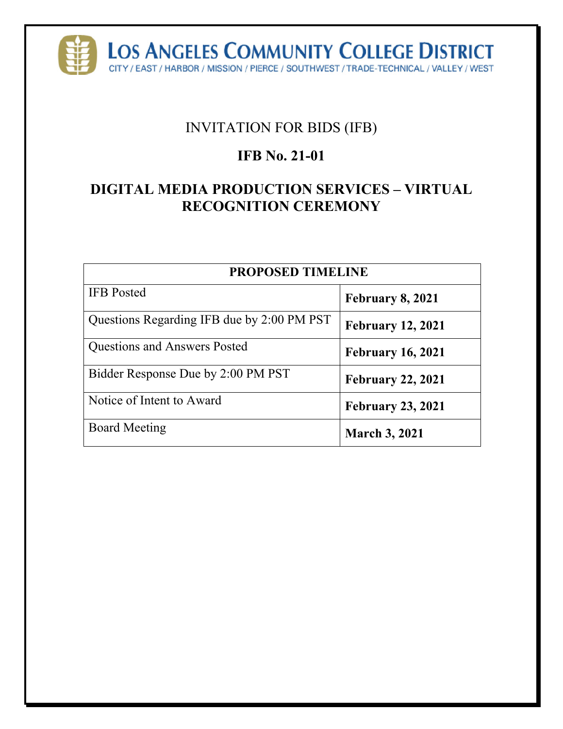# LOS ANGELES COMMUNITY COLLEGE DISTRICT

CITY / EAST / HARBOR / MISSION / PIERCE / SOUTHWEST / TRADE-TECHNICAL / VALLEY / WEST

INVITATION FOR BIDS (IFB)

## IFB No. 21-01

## DIGITAL MEDIA PRODUCTION SERVICES – VIRTUAL RECOGNITION CEREMONY

| PROPOSED TIMELINE | |
|---|---|
| IFB Posted | **February 8, 2021** |
| Questions Regarding IFB due by 2:00 PM PST | **February 12, 2021** |
| Questions and Answers Posted | **February 16, 2021** |
| Bidder Response Due by 2:00 PM PST | **February 22, 2021** |
| Notice of Intent to Award | **February 23, 2021** |
| Board Meeting | **March 3, 2021** |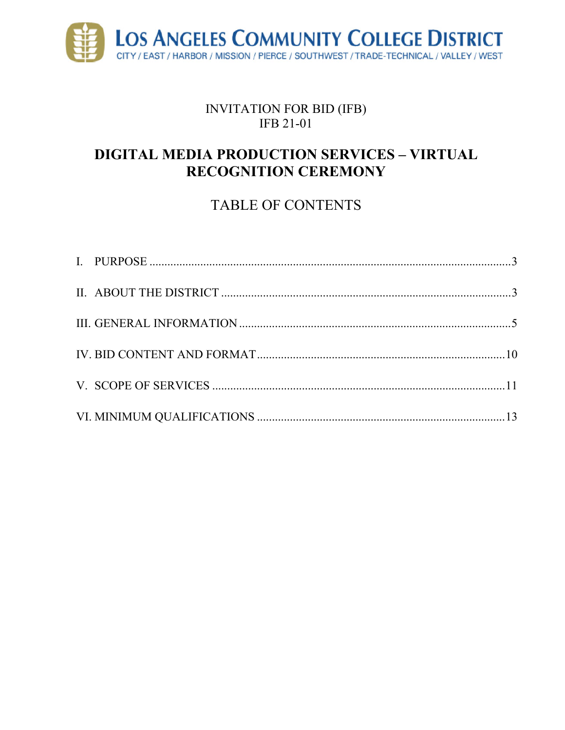**LOS ANGELES COMMUNITY COLLEGE DISTRICT**

CITY / EAST / HARBOR / MISSION / PIERCE / SOUTHWEST / TRADE-TECHNICAL / VALLEY / WEST

INVITATION FOR BID (IFB)
IFB 21-01

# DIGITAL MEDIA PRODUCTION SERVICES – VIRTUAL RECOGNITION CEREMONY

## TABLE OF CONTENTS

I. PURPOSE ....................................................................................................................3

II. ABOUT THE DISTRICT .............................................................................................3

III. GENERAL INFORMATION .......................................................................................5

IV. BID CONTENT AND FORMAT .................................................................................10

V. SCOPE OF SERVICES ...............................................................................................11

VI. MINIMUM QUALIFICATIONS .................................................................................13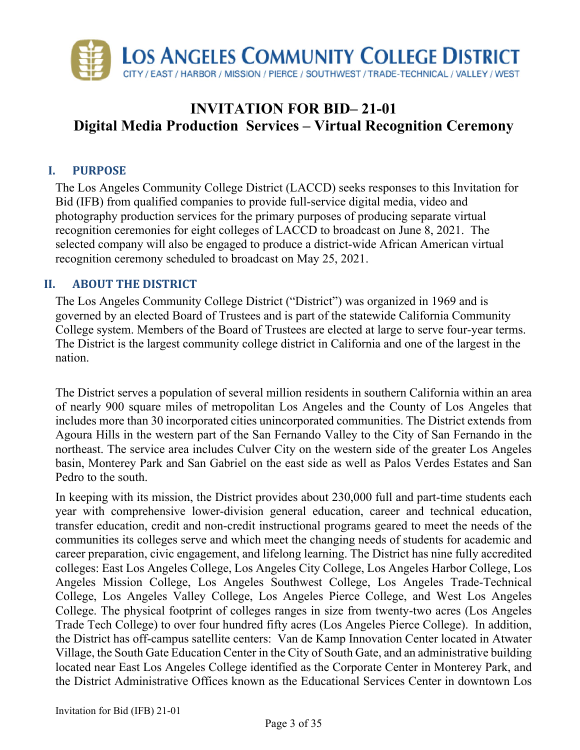# LOS ANGELES COMMUNITY COLLEGE DISTRICT

CITY / EAST / HARBOR / MISSION / PIERCE / SOUTHWEST / TRADE-TECHNICAL / VALLEY / WEST

# INVITATION FOR BID– 21-01
# Digital Media Production Services – Virtual Recognition Ceremony

## I. PURPOSE

The Los Angeles Community College District (LACCD) seeks responses to this Invitation for Bid (IFB) from qualified companies to provide full-service digital media, video and photography production services for the primary purposes of producing separate virtual recognition ceremonies for eight colleges of LACCD to broadcast on June 8, 2021. The selected company will also be engaged to produce a district-wide African American virtual recognition ceremony scheduled to broadcast on May 25, 2021.

## II. ABOUT THE DISTRICT

The Los Angeles Community College District ("District") was organized in 1969 and is governed by an elected Board of Trustees and is part of the statewide California Community College system. Members of the Board of Trustees are elected at large to serve four-year terms. The District is the largest community college district in California and one of the largest in the nation.

The District serves a population of several million residents in southern California within an area of nearly 900 square miles of metropolitan Los Angeles and the County of Los Angeles that includes more than 30 incorporated cities unincorporated communities. The District extends from Agoura Hills in the western part of the San Fernando Valley to the City of San Fernando in the northeast. The service area includes Culver City on the western side of the greater Los Angeles basin, Monterey Park and San Gabriel on the east side as well as Palos Verdes Estates and San Pedro to the south.

In keeping with its mission, the District provides about 230,000 full and part-time students each year with comprehensive lower-division general education, career and technical education, transfer education, credit and non-credit instructional programs geared to meet the needs of the communities its colleges serve and which meet the changing needs of students for academic and career preparation, civic engagement, and lifelong learning. The District has nine fully accredited colleges: East Los Angeles College, Los Angeles City College, Los Angeles Harbor College, Los Angeles Mission College, Los Angeles Southwest College, Los Angeles Trade-Technical College, Los Angeles Valley College, Los Angeles Pierce College, and West Los Angeles College. The physical footprint of colleges ranges in size from twenty-two acres (Los Angeles Trade Tech College) to over four hundred fifty acres (Los Angeles Pierce College). In addition, the District has off-campus satellite centers: Van de Kamp Innovation Center located in Atwater Village, the South Gate Education Center in the City of South Gate, and an administrative building located near East Los Angeles College identified as the Corporate Center in Monterey Park, and the District Administrative Offices known as the Educational Services Center in downtown Los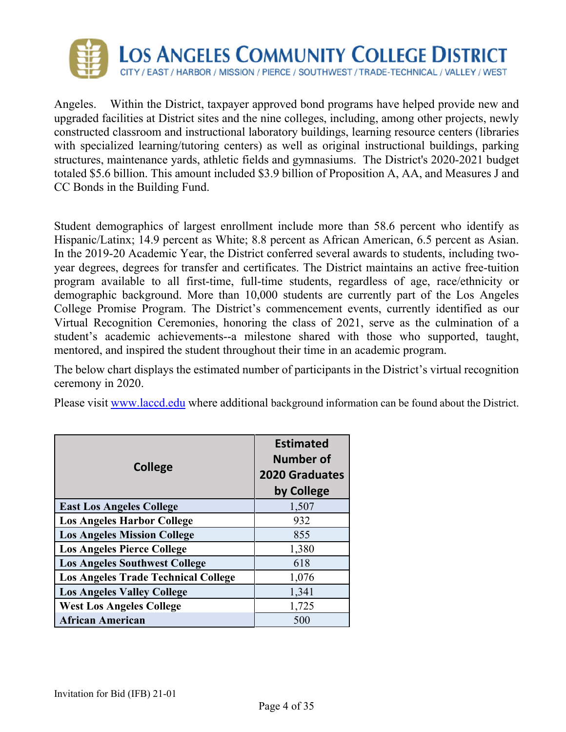Angeles. Within the District, taxpayer approved bond programs have helped provide new and upgraded facilities at District sites and the nine colleges, including, among other projects, newly constructed classroom and instructional laboratory buildings, learning resource centers (libraries with specialized learning/tutoring centers) as well as original instructional buildings, parking structures, maintenance yards, athletic fields and gymnasiums. The District's 2020-2021 budget totaled $5.6 billion. This amount included $3.9 billion of Proposition A, AA, and Measures J and CC Bonds in the Building Fund.

Student demographics of largest enrollment include more than 58.6 percent who identify as Hispanic/Latinx; 14.9 percent as White; 8.8 percent as African American, 6.5 percent as Asian. In the 2019-20 Academic Year, the District conferred several awards to students, including two-year degrees, degrees for transfer and certificates. The District maintains an active free-tuition program available to all first-time, full-time students, regardless of age, race/ethnicity or demographic background. More than 10,000 students are currently part of the Los Angeles College Promise Program. The District's commencement events, currently identified as our Virtual Recognition Ceremonies, honoring the class of 2021, serve as the culmination of a student's academic achievements--a milestone shared with those who supported, taught, mentored, and inspired the student throughout their time in an academic program.

The below chart displays the estimated number of participants in the District's virtual recognition ceremony in 2020.

Please visit [www.laccd.edu](http://www.laccd.edu) where additional background information can be found about the District.

| College | Estimated Number of 2020 Graduates by College |
|---|---|
| **East Los Angeles College** | 1,507 |
| **Los Angeles Harbor College** | 932 |
| **Los Angeles Mission College** | 855 |
| **Los Angeles Pierce College** | 1,380 |
| **Los Angeles Southwest College** | 618 |
| **Los Angeles Trade Technical College** | 1,076 |
| **Los Angeles Valley College** | 1,341 |
| **West Los Angeles College** | 1,725 |
| **African American** | 500 |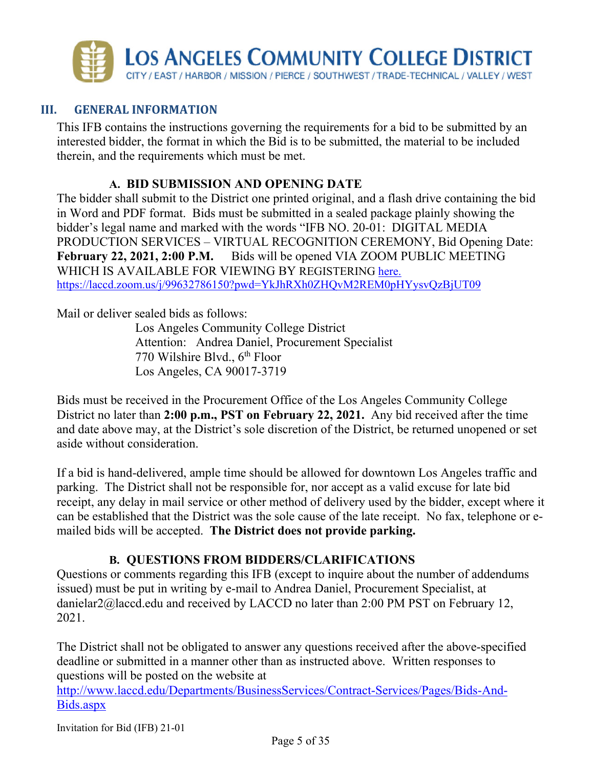## III. GENERAL INFORMATION

This IFB contains the instructions governing the requirements for a bid to be submitted by an interested bidder, the format in which the Bid is to be submitted, the material to be included therein, and the requirements which must be met.

### A. BID SUBMISSION AND OPENING DATE

The bidder shall submit to the District one printed original, and a flash drive containing the bid in Word and PDF format. Bids must be submitted in a sealed package plainly showing the bidder's legal name and marked with the words "IFB NO. 20-01: DIGITAL MEDIA PRODUCTION SERVICES – VIRTUAL RECOGNITION CEREMONY, Bid Opening Date: **February 22, 2021, 2:00 P.M.** Bids will be opened VIA ZOOM PUBLIC MEETING WHICH IS AVAILABLE FOR VIEWING BY REGISTERING here. https://laccd.zoom.us/j/99632786150?pwd=YkJhRXh0ZHQvM2REM0pHYysvQzBjUT09

Mail or deliver sealed bids as follows:

Los Angeles Community College District
Attention: Andrea Daniel, Procurement Specialist
770 Wilshire Blvd., 6th Floor
Los Angeles, CA 90017-3719

Bids must be received in the Procurement Office of the Los Angeles Community College District no later than **2:00 p.m., PST on February 22, 2021.** Any bid received after the time and date above may, at the District's sole discretion of the District, be returned unopened or set aside without consideration.

If a bid is hand-delivered, ample time should be allowed for downtown Los Angeles traffic and parking. The District shall not be responsible for, nor accept as a valid excuse for late bid receipt, any delay in mail service or other method of delivery used by the bidder, except where it can be established that the District was the sole cause of the late receipt. No fax, telephone or e-mailed bids will be accepted. **The District does not provide parking.**

### B. QUESTIONS FROM BIDDERS/CLARIFICATIONS

Questions or comments regarding this IFB (except to inquire about the number of addendums issued) must be put in writing by e-mail to Andrea Daniel, Procurement Specialist, at danielar2@laccd.edu and received by LACCD no later than 2:00 PM PST on February 12, 2021.

The District shall not be obligated to answer any questions received after the above-specified deadline or submitted in a manner other than as instructed above. Written responses to questions will be posted on the website at http://www.laccd.edu/Departments/BusinessServices/Contract-Services/Pages/Bids-And-Bids.aspx

Invitation for Bid (IFB) 21-01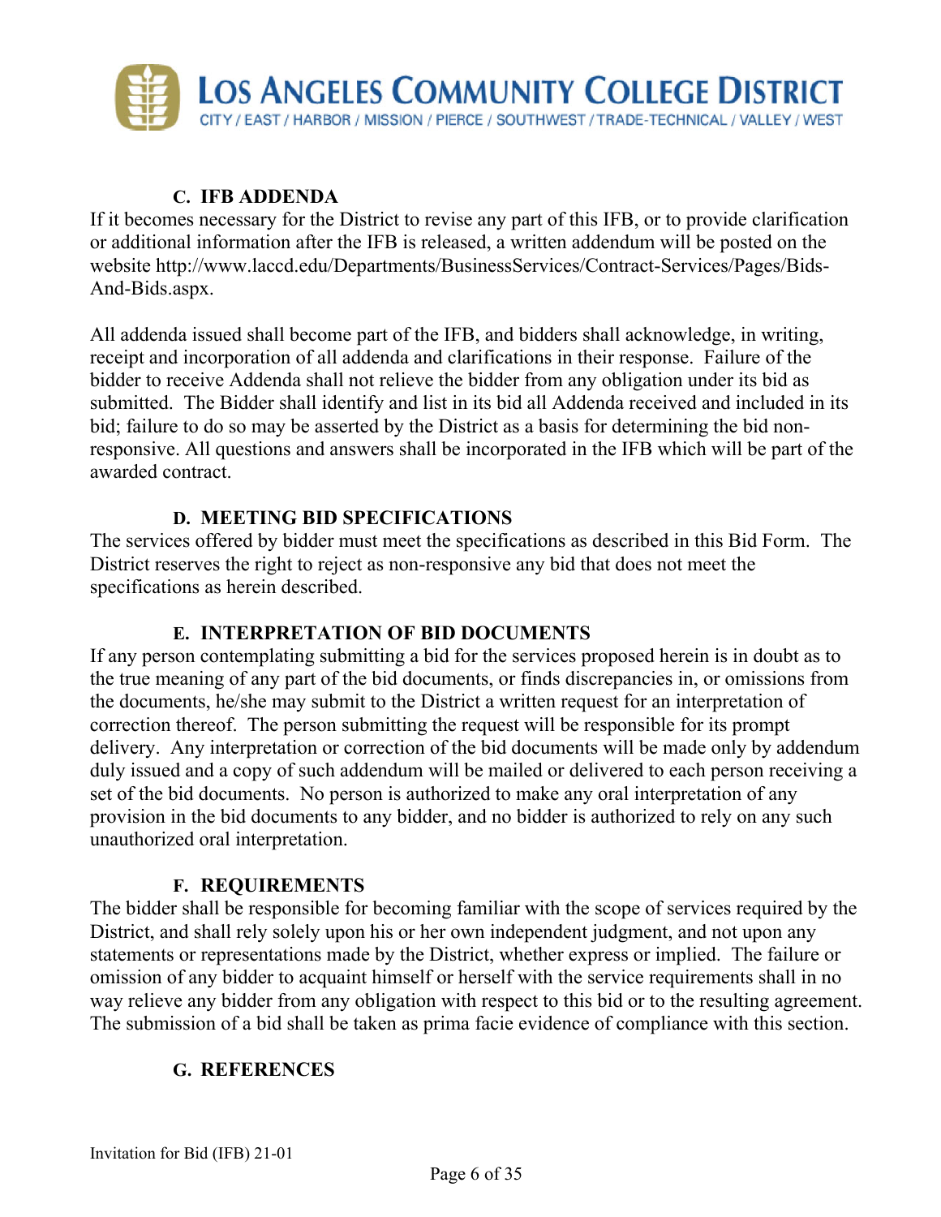### C. IFB ADDENDA

If it becomes necessary for the District to revise any part of this IFB, or to provide clarification or additional information after the IFB is released, a written addendum will be posted on the website http://www.laccd.edu/Departments/BusinessServices/Contract-Services/Pages/Bids-And-Bids.aspx.

All addenda issued shall become part of the IFB, and bidders shall acknowledge, in writing, receipt and incorporation of all addenda and clarifications in their response. Failure of the bidder to receive Addenda shall not relieve the bidder from any obligation under its bid as submitted. The Bidder shall identify and list in its bid all Addenda received and included in its bid; failure to do so may be asserted by the District as a basis for determining the bid non-responsive. All questions and answers shall be incorporated in the IFB which will be part of the awarded contract.

### D. MEETING BID SPECIFICATIONS

The services offered by bidder must meet the specifications as described in this Bid Form. The District reserves the right to reject as non-responsive any bid that does not meet the specifications as herein described.

### E. INTERPRETATION OF BID DOCUMENTS

If any person contemplating submitting a bid for the services proposed herein is in doubt as to the true meaning of any part of the bid documents, or finds discrepancies in, or omissions from the documents, he/she may submit to the District a written request for an interpretation of correction thereof. The person submitting the request will be responsible for its prompt delivery. Any interpretation or correction of the bid documents will be made only by addendum duly issued and a copy of such addendum will be mailed or delivered to each person receiving a set of the bid documents. No person is authorized to make any oral interpretation of any provision in the bid documents to any bidder, and no bidder is authorized to rely on any such unauthorized oral interpretation.

### F. REQUIREMENTS

The bidder shall be responsible for becoming familiar with the scope of services required by the District, and shall rely solely upon his or her own independent judgment, and not upon any statements or representations made by the District, whether express or implied. The failure or omission of any bidder to acquaint himself or herself with the service requirements shall in no way relieve any bidder from any obligation with respect to this bid or to the resulting agreement. The submission of a bid shall be taken as prima facie evidence of compliance with this section.

### G. REFERENCES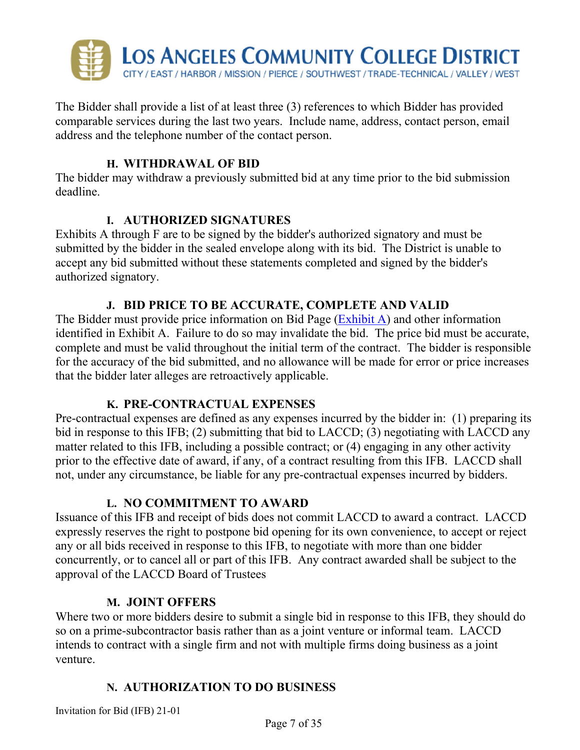The Bidder shall provide a list of at least three (3) references to which Bidder has provided comparable services during the last two years. Include name, address, contact person, email address and the telephone number of the contact person.

### H. WITHDRAWAL OF BID

The bidder may withdraw a previously submitted bid at any time prior to the bid submission deadline.

### I. AUTHORIZED SIGNATURES

Exhibits A through F are to be signed by the bidder's authorized signatory and must be submitted by the bidder in the sealed envelope along with its bid. The District is unable to accept any bid submitted without these statements completed and signed by the bidder's authorized signatory.

### J. BID PRICE TO BE ACCURATE, COMPLETE AND VALID

The Bidder must provide price information on Bid Page (Exhibit A) and other information identified in Exhibit A. Failure to do so may invalidate the bid. The price bid must be accurate, complete and must be valid throughout the initial term of the contract. The bidder is responsible for the accuracy of the bid submitted, and no allowance will be made for error or price increases that the bidder later alleges are retroactively applicable.

### K. PRE-CONTRACTUAL EXPENSES

Pre-contractual expenses are defined as any expenses incurred by the bidder in: (1) preparing its bid in response to this IFB; (2) submitting that bid to LACCD; (3) negotiating with LACCD any matter related to this IFB, including a possible contract; or (4) engaging in any other activity prior to the effective date of award, if any, of a contract resulting from this IFB. LACCD shall not, under any circumstance, be liable for any pre-contractual expenses incurred by bidders.

### L. NO COMMITMENT TO AWARD

Issuance of this IFB and receipt of bids does not commit LACCD to award a contract. LACCD expressly reserves the right to postpone bid opening for its own convenience, to accept or reject any or all bids received in response to this IFB, to negotiate with more than one bidder concurrently, or to cancel all or part of this IFB. Any contract awarded shall be subject to the approval of the LACCD Board of Trustees

### M. JOINT OFFERS

Where two or more bidders desire to submit a single bid in response to this IFB, they should do so on a prime-subcontractor basis rather than as a joint venture or informal team. LACCD intends to contract with a single firm and not with multiple firms doing business as a joint venture.

### N. AUTHORIZATION TO DO BUSINESS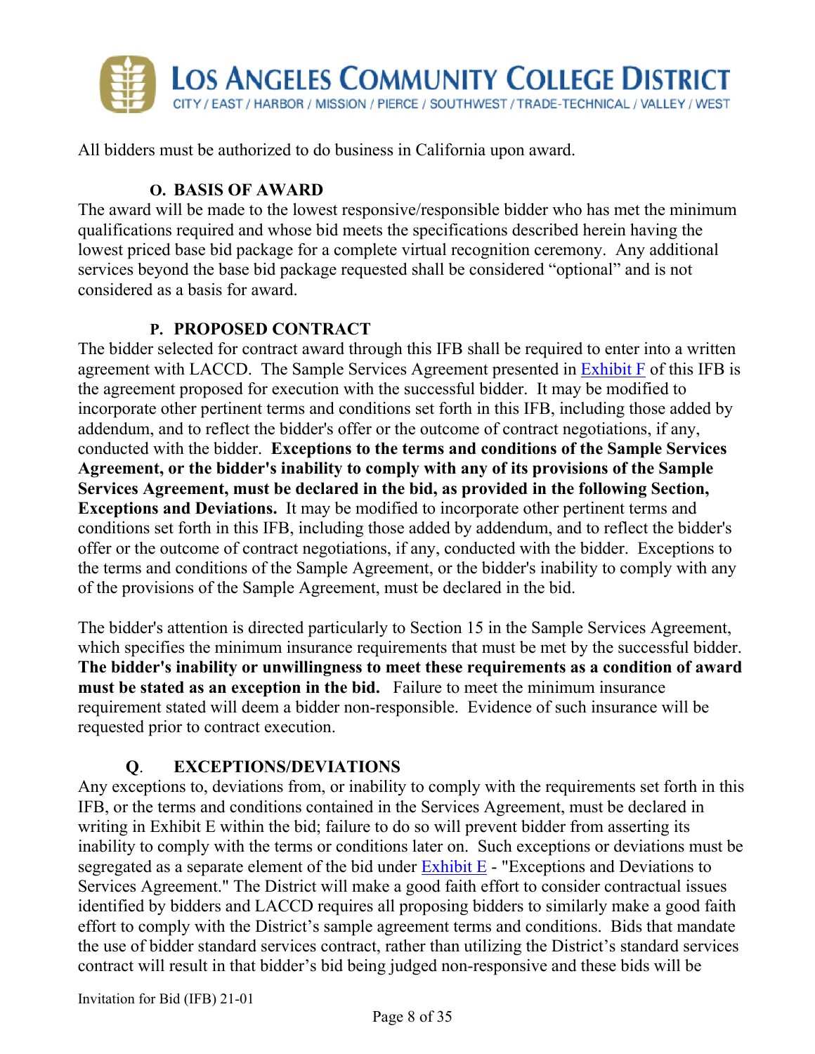All bidders must be authorized to do business in California upon award.

### O. BASIS OF AWARD

The award will be made to the lowest responsive/responsible bidder who has met the minimum qualifications required and whose bid meets the specifications described herein having the lowest priced base bid package for a complete virtual recognition ceremony. Any additional services beyond the base bid package requested shall be considered "optional" and is not considered as a basis for award.

### P. PROPOSED CONTRACT

The bidder selected for contract award through this IFB shall be required to enter into a written agreement with LACCD. The Sample Services Agreement presented in Exhibit F of this IFB is the agreement proposed for execution with the successful bidder. It may be modified to incorporate other pertinent terms and conditions set forth in this IFB, including those added by addendum, and to reflect the bidder's offer or the outcome of contract negotiations, if any, conducted with the bidder. **Exceptions to the terms and conditions of the Sample Services Agreement, or the bidder's inability to comply with any of its provisions of the Sample Services Agreement, must be declared in the bid, as provided in the following Section, Exceptions and Deviations.** It may be modified to incorporate other pertinent terms and conditions set forth in this IFB, including those added by addendum, and to reflect the bidder's offer or the outcome of contract negotiations, if any, conducted with the bidder. Exceptions to the terms and conditions of the Sample Agreement, or the bidder's inability to comply with any of the provisions of the Sample Agreement, must be declared in the bid.

The bidder's attention is directed particularly to Section 15 in the Sample Services Agreement, which specifies the minimum insurance requirements that must be met by the successful bidder. **The bidder's inability or unwillingness to meet these requirements as a condition of award must be stated as an exception in the bid.** Failure to meet the minimum insurance requirement stated will deem a bidder non-responsible. Evidence of such insurance will be requested prior to contract execution.

### Q. EXCEPTIONS/DEVIATIONS

Any exceptions to, deviations from, or inability to comply with the requirements set forth in this IFB, or the terms and conditions contained in the Services Agreement, must be declared in writing in Exhibit E within the bid; failure to do so will prevent bidder from asserting its inability to comply with the terms or conditions later on. Such exceptions or deviations must be segregated as a separate element of the bid under Exhibit E - "Exceptions and Deviations to Services Agreement." The District will make a good faith effort to consider contractual issues identified by bidders and LACCD requires all proposing bidders to similarly make a good faith effort to comply with the District's sample agreement terms and conditions. Bids that mandate the use of bidder standard services contract, rather than utilizing the District's standard services contract will result in that bidder's bid being judged non-responsive and these bids will be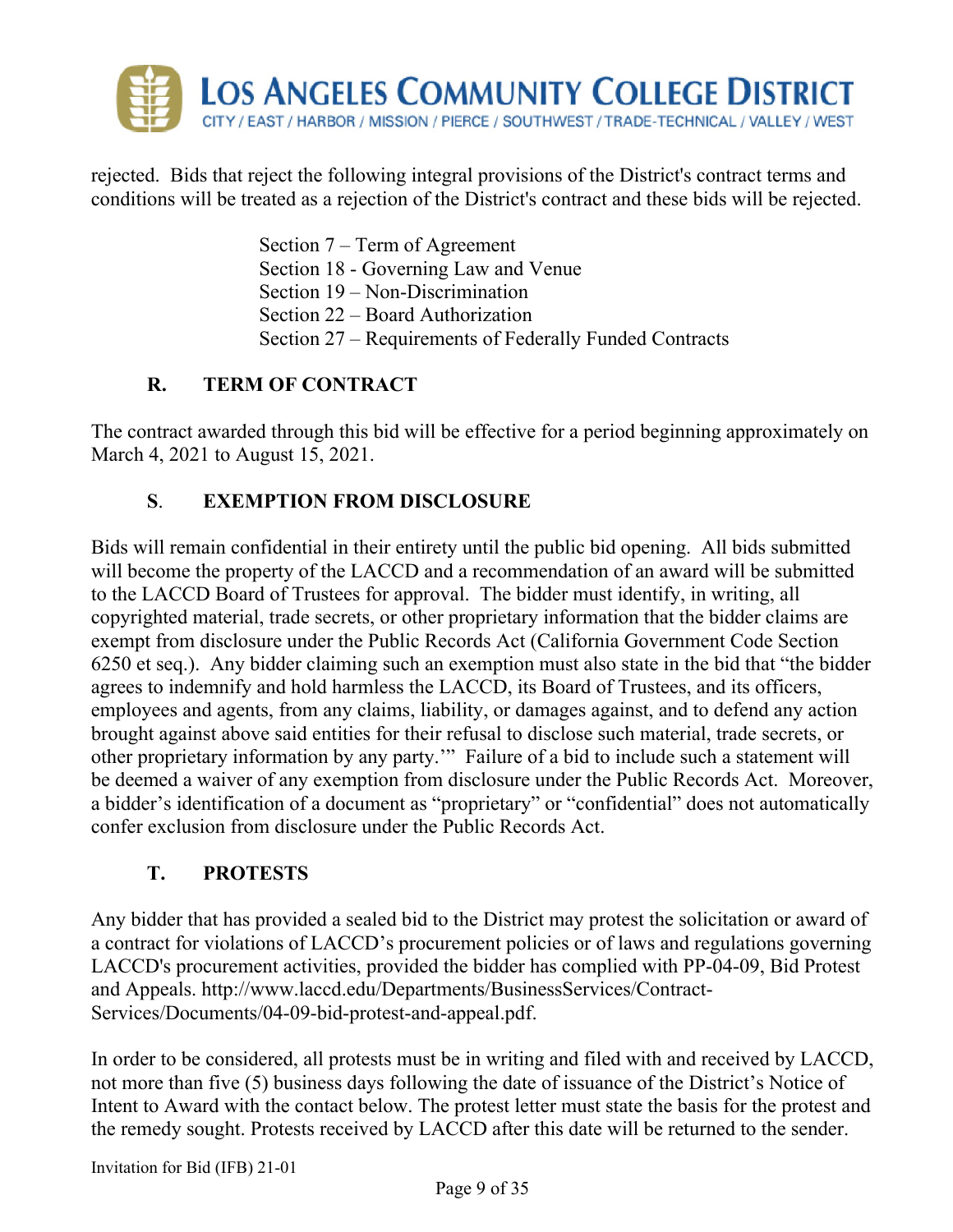rejected. Bids that reject the following integral provisions of the District's contract terms and conditions will be treated as a rejection of the District's contract and these bids will be rejected.

Section 7 – Term of Agreement
Section 18 - Governing Law and Venue
Section 19 – Non-Discrimination
Section 22 – Board Authorization
Section 27 – Requirements of Federally Funded Contracts

### R. TERM OF CONTRACT

The contract awarded through this bid will be effective for a period beginning approximately on March 4, 2021 to August 15, 2021.

### S. EXEMPTION FROM DISCLOSURE

Bids will remain confidential in their entirety until the public bid opening. All bids submitted will become the property of the LACCD and a recommendation of an award will be submitted to the LACCD Board of Trustees for approval. The bidder must identify, in writing, all copyrighted material, trade secrets, or other proprietary information that the bidder claims are exempt from disclosure under the Public Records Act (California Government Code Section 6250 et seq.). Any bidder claiming such an exemption must also state in the bid that "the bidder agrees to indemnify and hold harmless the LACCD, its Board of Trustees, and its officers, employees and agents, from any claims, liability, or damages against, and to defend any action brought against above said entities for their refusal to disclose such material, trade secrets, or other proprietary information by any party.'" Failure of a bid to include such a statement will be deemed a waiver of any exemption from disclosure under the Public Records Act. Moreover, a bidder's identification of a document as "proprietary" or "confidential" does not automatically confer exclusion from disclosure under the Public Records Act.

### T. PROTESTS

Any bidder that has provided a sealed bid to the District may protest the solicitation or award of a contract for violations of LACCD's procurement policies or of laws and regulations governing LACCD's procurement activities, provided the bidder has complied with PP-04-09, Bid Protest and Appeals. http://www.laccd.edu/Departments/BusinessServices/Contract-Services/Documents/04-09-bid-protest-and-appeal.pdf.

In order to be considered, all protests must be in writing and filed with and received by LACCD, not more than five (5) business days following the date of issuance of the District's Notice of Intent to Award with the contact below. The protest letter must state the basis for the protest and the remedy sought. Protests received by LACCD after this date will be returned to the sender.

Invitation for Bid (IFB) 21-01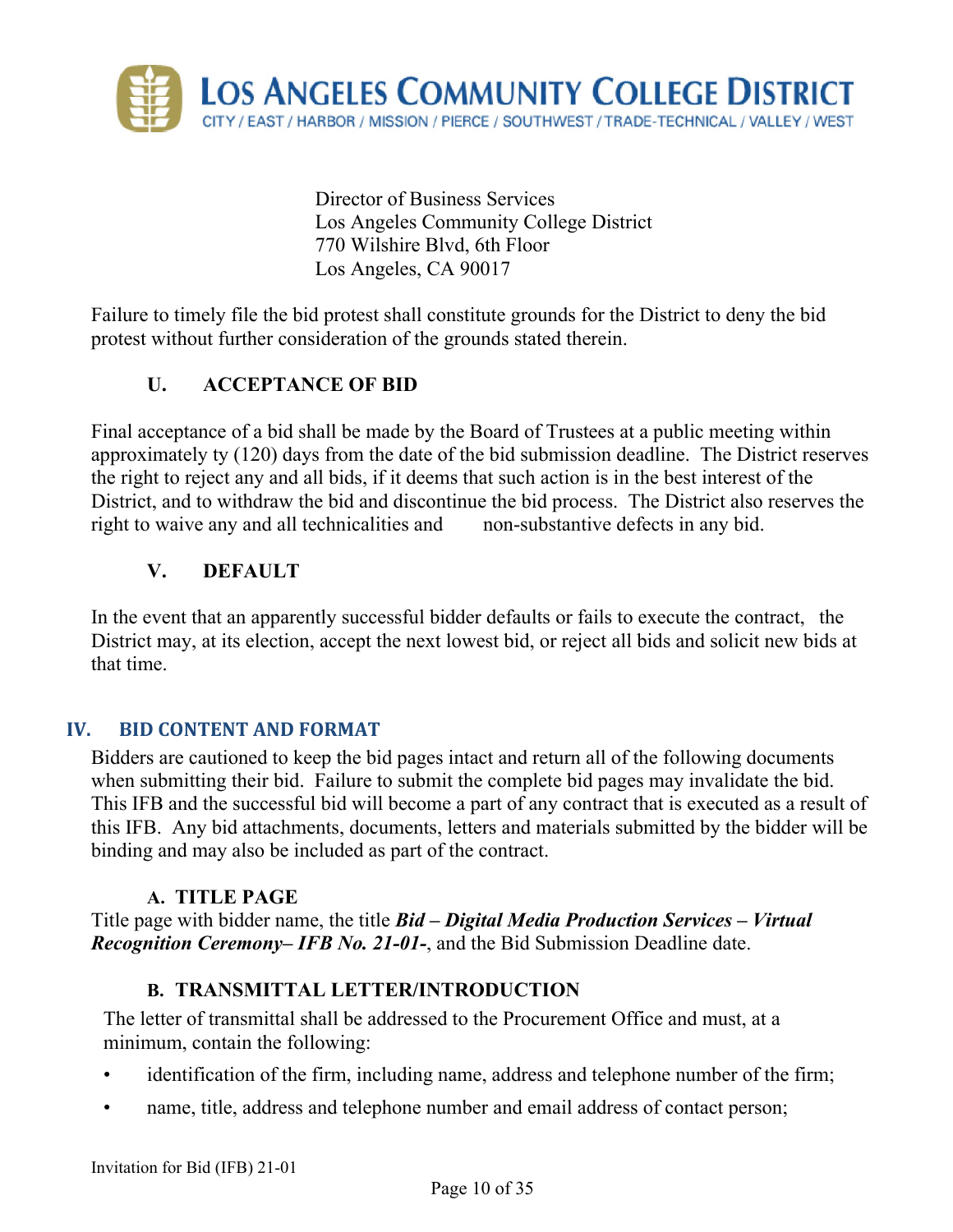Director of Business Services
Los Angeles Community College District
770 Wilshire Blvd, 6th Floor
Los Angeles, CA 90017

Failure to timely file the bid protest shall constitute grounds for the District to deny the bid protest without further consideration of the grounds stated therein.

### U. ACCEPTANCE OF BID

Final acceptance of a bid shall be made by the Board of Trustees at a public meeting within approximately ty (120) days from the date of the bid submission deadline. The District reserves the right to reject any and all bids, if it deems that such action is in the best interest of the District, and to withdraw the bid and discontinue the bid process. The District also reserves the right to waive any and all technicalities and non-substantive defects in any bid.

### V. DEFAULT

In the event that an apparently successful bidder defaults or fails to execute the contract, the District may, at its election, accept the next lowest bid, or reject all bids and solicit new bids at that time.

## IV. BID CONTENT AND FORMAT

Bidders are cautioned to keep the bid pages intact and return all of the following documents when submitting their bid. Failure to submit the complete bid pages may invalidate the bid. This IFB and the successful bid will become a part of any contract that is executed as a result of this IFB. Any bid attachments, documents, letters and materials submitted by the bidder will be binding and may also be included as part of the contract.

### A. TITLE PAGE

Title page with bidder name, the title ***Bid – Digital Media Production Services – Virtual Recognition Ceremony– IFB No. 21-01-***, and the Bid Submission Deadline date.

### B. TRANSMITTAL LETTER/INTRODUCTION

The letter of transmittal shall be addressed to the Procurement Office and must, at a minimum, contain the following:

- identification of the firm, including name, address and telephone number of the firm;
- name, title, address and telephone number and email address of contact person;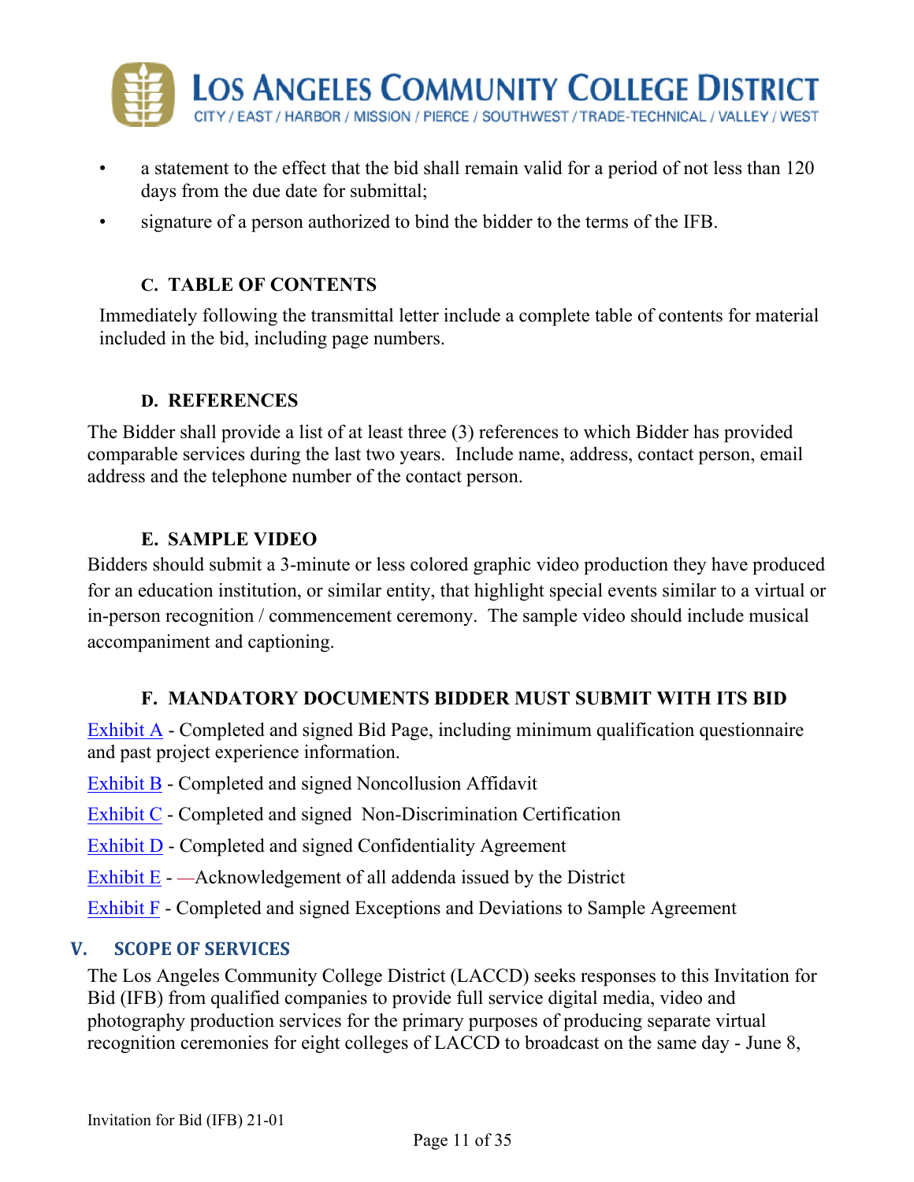- a statement to the effect that the bid shall remain valid for a period of not less than 120 days from the due date for submittal;
- signature of a person authorized to bind the bidder to the terms of the IFB.

### C. TABLE OF CONTENTS

Immediately following the transmittal letter include a complete table of contents for material included in the bid, including page numbers.

### D. REFERENCES

The Bidder shall provide a list of at least three (3) references to which Bidder has provided comparable services during the last two years. Include name, address, contact person, email address and the telephone number of the contact person.

### E. SAMPLE VIDEO

Bidders should submit a 3-minute or less colored graphic video production they have produced for an education institution, or similar entity, that highlight special events similar to a virtual or in-person recognition / commencement ceremony. The sample video should include musical accompaniment and captioning.

### F. MANDATORY DOCUMENTS BIDDER MUST SUBMIT WITH ITS BID

Exhibit A - Completed and signed Bid Page, including minimum qualification questionnaire and past project experience information.

Exhibit B - Completed and signed Noncollusion Affidavit

Exhibit C - Completed and signed Non-Discrimination Certification

Exhibit D - Completed and signed Confidentiality Agreement

Exhibit E - —Acknowledgement of all addenda issued by the District

Exhibit F - Completed and signed Exceptions and Deviations to Sample Agreement

## V. SCOPE OF SERVICES

The Los Angeles Community College District (LACCD) seeks responses to this Invitation for Bid (IFB) from qualified companies to provide full service digital media, video and photography production services for the primary purposes of producing separate virtual recognition ceremonies for eight colleges of LACCD to broadcast on the same day - June 8,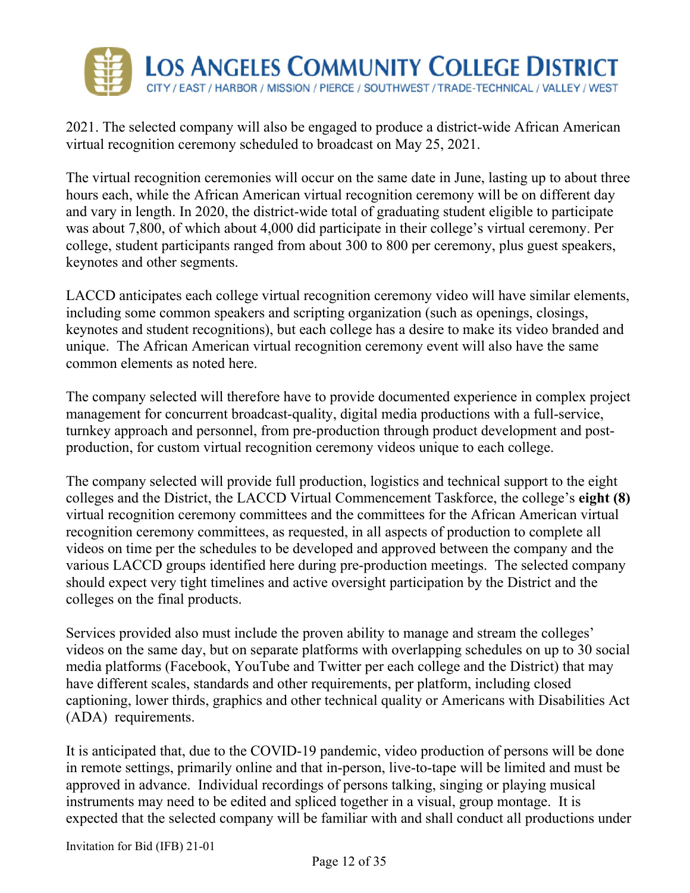2021. The selected company will also be engaged to produce a district-wide African American virtual recognition ceremony scheduled to broadcast on May 25, 2021.

The virtual recognition ceremonies will occur on the same date in June, lasting up to about three hours each, while the African American virtual recognition ceremony will be on different day and vary in length. In 2020, the district-wide total of graduating student eligible to participate was about 7,800, of which about 4,000 did participate in their college's virtual ceremony. Per college, student participants ranged from about 300 to 800 per ceremony, plus guest speakers, keynotes and other segments.

LACCD anticipates each college virtual recognition ceremony video will have similar elements, including some common speakers and scripting organization (such as openings, closings, keynotes and student recognitions), but each college has a desire to make its video branded and unique. The African American virtual recognition ceremony event will also have the same common elements as noted here.

The company selected will therefore have to provide documented experience in complex project management for concurrent broadcast-quality, digital media productions with a full-service, turnkey approach and personnel, from pre-production through product development and post-production, for custom virtual recognition ceremony videos unique to each college.

The company selected will provide full production, logistics and technical support to the eight colleges and the District, the LACCD Virtual Commencement Taskforce, the college's **eight (8)** virtual recognition ceremony committees and the committees for the African American virtual recognition ceremony committees, as requested, in all aspects of production to complete all videos on time per the schedules to be developed and approved between the company and the various LACCD groups identified here during pre-production meetings. The selected company should expect very tight timelines and active oversight participation by the District and the colleges on the final products.

Services provided also must include the proven ability to manage and stream the colleges' videos on the same day, but on separate platforms with overlapping schedules on up to 30 social media platforms (Facebook, YouTube and Twitter per each college and the District) that may have different scales, standards and other requirements, per platform, including closed captioning, lower thirds, graphics and other technical quality or Americans with Disabilities Act (ADA) requirements.

It is anticipated that, due to the COVID-19 pandemic, video production of persons will be done in remote settings, primarily online and that in-person, live-to-tape will be limited and must be approved in advance. Individual recordings of persons talking, singing or playing musical instruments may need to be edited and spliced together in a visual, group montage. It is expected that the selected company will be familiar with and shall conduct all productions under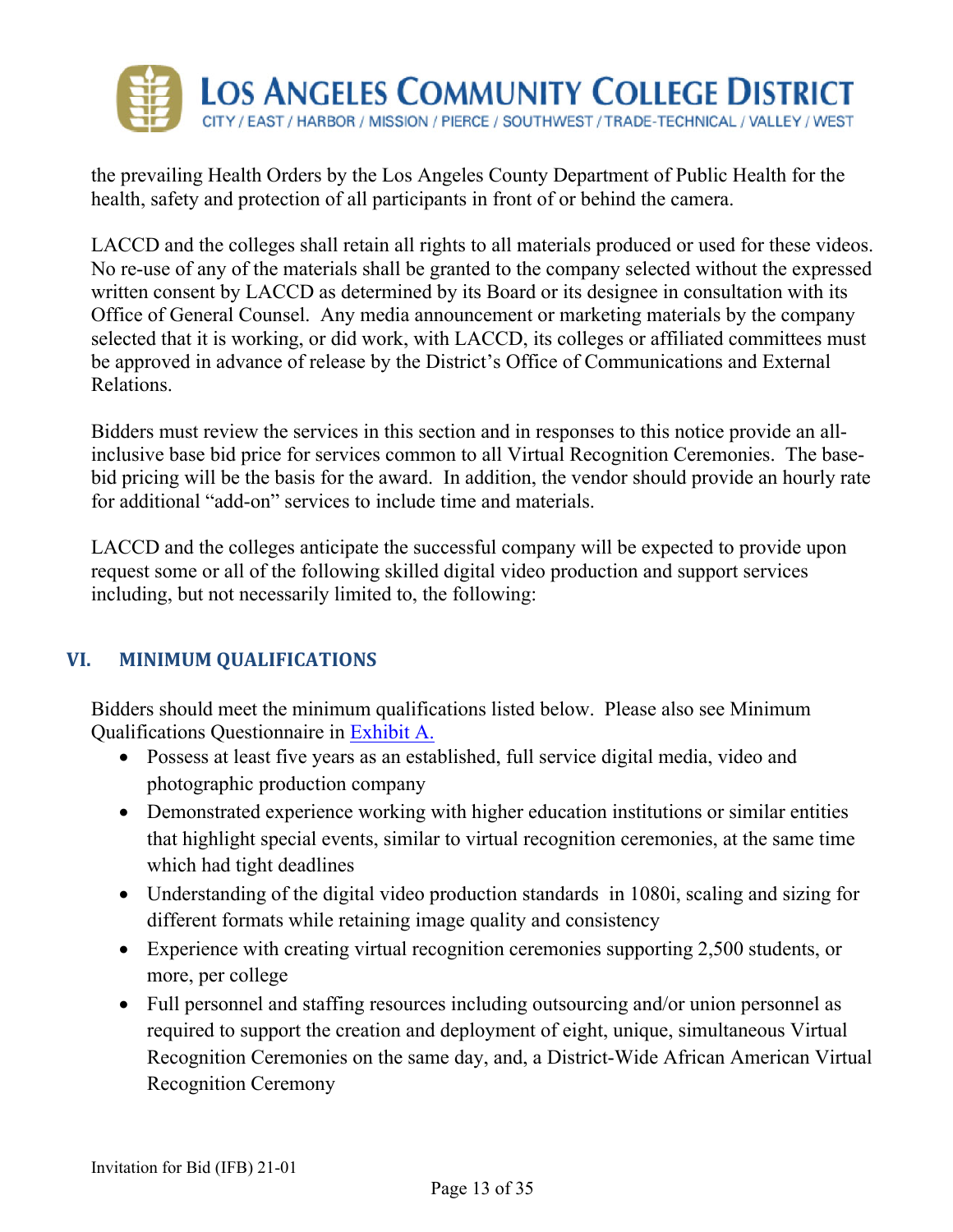the prevailing Health Orders by the Los Angeles County Department of Public Health for the health, safety and protection of all participants in front of or behind the camera.

LACCD and the colleges shall retain all rights to all materials produced or used for these videos. No re-use of any of the materials shall be granted to the company selected without the expressed written consent by LACCD as determined by its Board or its designee in consultation with its Office of General Counsel. Any media announcement or marketing materials by the company selected that it is working, or did work, with LACCD, its colleges or affiliated committees must be approved in advance of release by the District's Office of Communications and External Relations.

Bidders must review the services in this section and in responses to this notice provide an all-inclusive base bid price for services common to all Virtual Recognition Ceremonies. The base-bid pricing will be the basis for the award. In addition, the vendor should provide an hourly rate for additional "add-on" services to include time and materials.

LACCD and the colleges anticipate the successful company will be expected to provide upon request some or all of the following skilled digital video production and support services including, but not necessarily limited to, the following:

## VI. MINIMUM QUALIFICATIONS

Bidders should meet the minimum qualifications listed below. Please also see Minimum Qualifications Questionnaire in Exhibit A.

- Possess at least five years as an established, full service digital media, video and photographic production company
- Demonstrated experience working with higher education institutions or similar entities that highlight special events, similar to virtual recognition ceremonies, at the same time which had tight deadlines
- Understanding of the digital video production standards in 1080i, scaling and sizing for different formats while retaining image quality and consistency
- Experience with creating virtual recognition ceremonies supporting 2,500 students, or more, per college
- Full personnel and staffing resources including outsourcing and/or union personnel as required to support the creation and deployment of eight, unique, simultaneous Virtual Recognition Ceremonies on the same day, and, a District-Wide African American Virtual Recognition Ceremony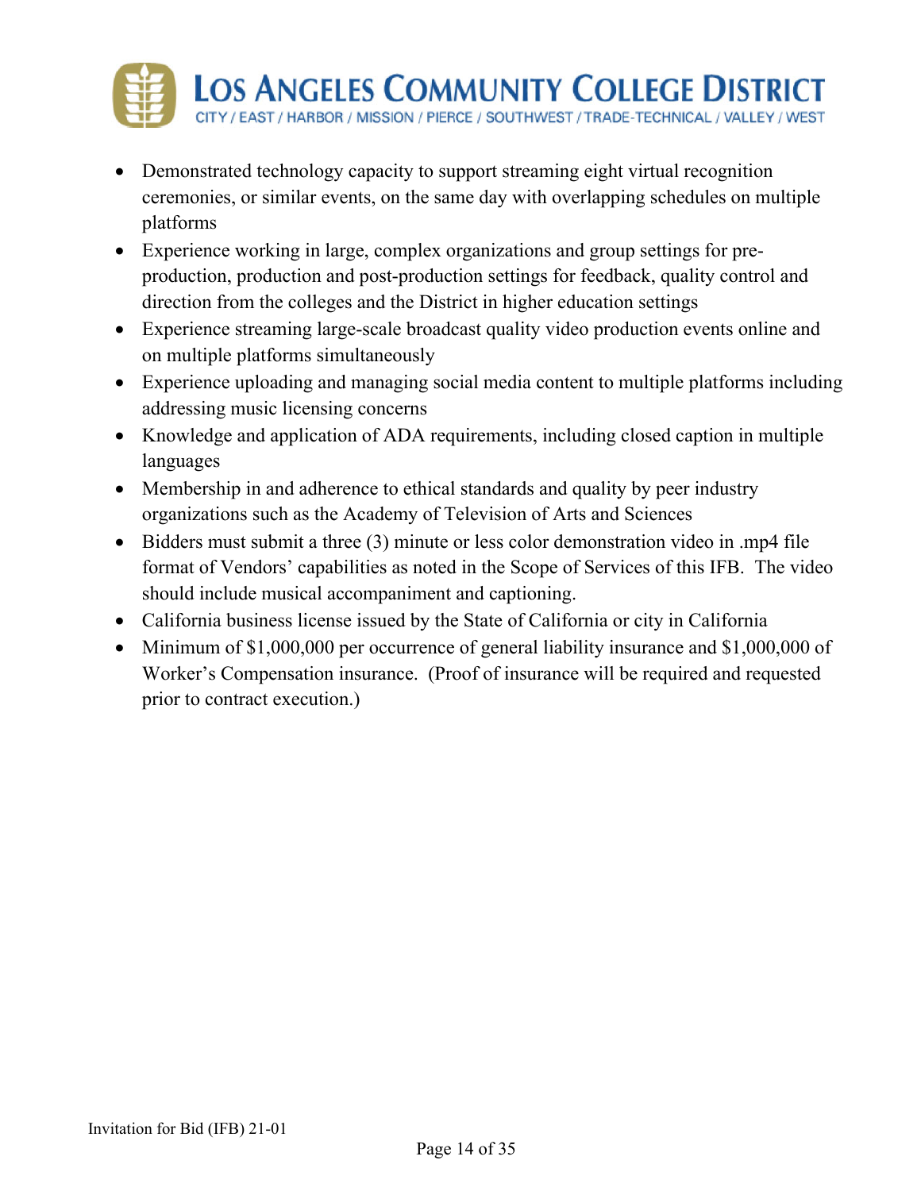- Demonstrated technology capacity to support streaming eight virtual recognition ceremonies, or similar events, on the same day with overlapping schedules on multiple platforms
- Experience working in large, complex organizations and group settings for pre-production, production and post-production settings for feedback, quality control and direction from the colleges and the District in higher education settings
- Experience streaming large-scale broadcast quality video production events online and on multiple platforms simultaneously
- Experience uploading and managing social media content to multiple platforms including addressing music licensing concerns
- Knowledge and application of ADA requirements, including closed caption in multiple languages
- Membership in and adherence to ethical standards and quality by peer industry organizations such as the Academy of Television of Arts and Sciences
- Bidders must submit a three (3) minute or less color demonstration video in .mp4 file format of Vendors' capabilities as noted in the Scope of Services of this IFB. The video should include musical accompaniment and captioning.
- California business license issued by the State of California or city in California
- Minimum of $1,000,000 per occurrence of general liability insurance and $1,000,000 of Worker's Compensation insurance. (Proof of insurance will be required and requested prior to contract execution.)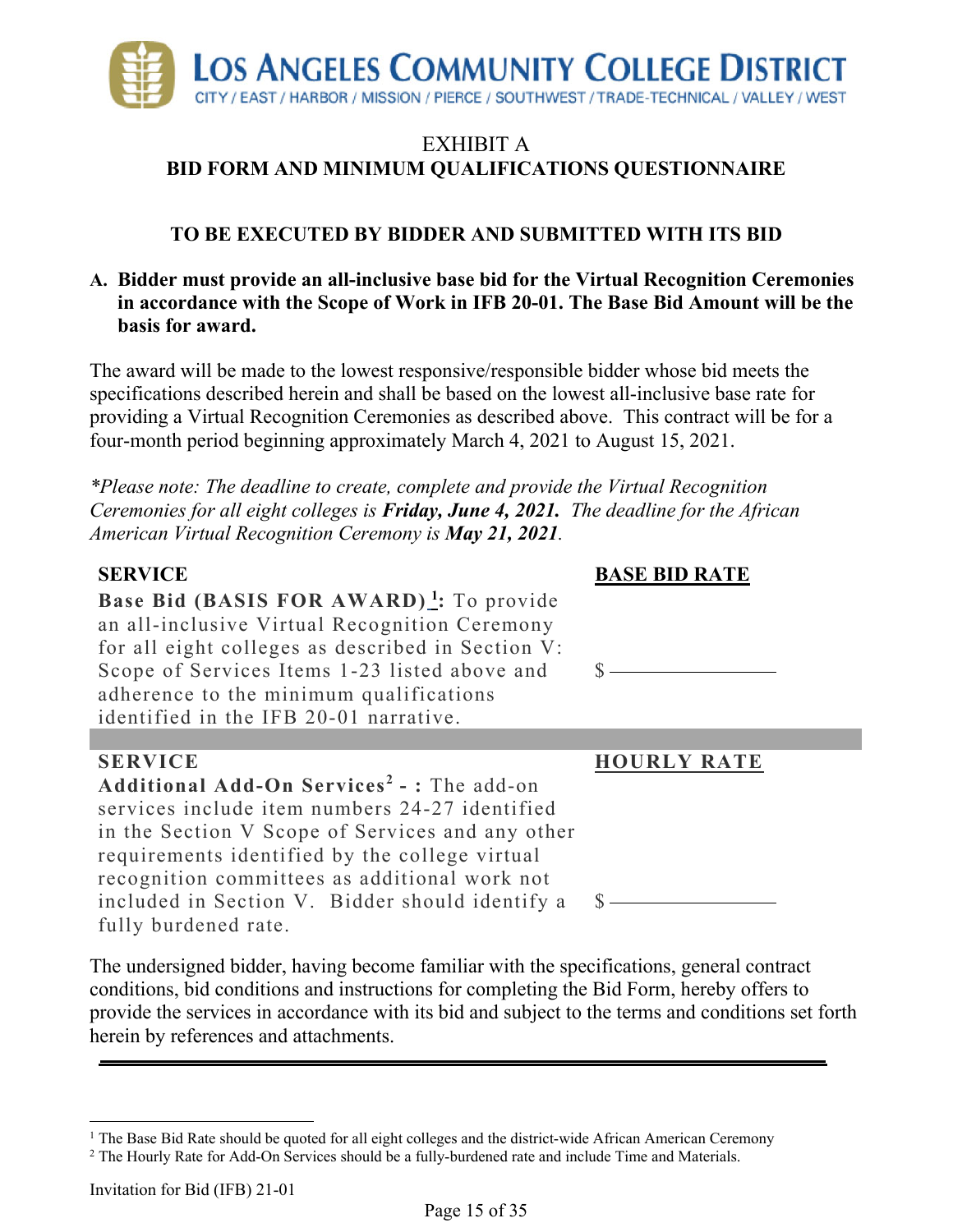LOS ANGELES COMMUNITY COLLEGE DISTRICT

CITY / EAST / HARBOR / MISSION / PIERCE / SOUTHWEST / TRADE-TECHNICAL / VALLEY / WEST

# EXHIBIT A

## BID FORM AND MINIMUM QUALIFICATIONS QUESTIONNAIRE

### TO BE EXECUTED BY BIDDER AND SUBMITTED WITH ITS BID

**A. Bidder must provide an all-inclusive base bid for the Virtual Recognition Ceremonies in accordance with the Scope of Work in IFB 20-01. The Base Bid Amount will be the basis for award.**

The award will be made to the lowest responsive/responsible bidder whose bid meets the specifications described herein and shall be based on the lowest all-inclusive base rate for providing a Virtual Recognition Ceremonies as described above. This contract will be for a four-month period beginning approximately March 4, 2021 to August 15, 2021.

*\*Please note: The deadline to create, complete and provide the Virtual Recognition Ceremonies for all eight colleges is **Friday, June 4, 2021.** The deadline for the African American Virtual Recognition Ceremony is **May 21, 2021**.*

| SERVICE | BASE BID RATE |
|---|---|
| **Base Bid (BASIS FOR AWARD)[1]:** To provide an all-inclusive Virtual Recognition Ceremony for all eight colleges as described in Section V: Scope of Services Items 1-23 listed above and adherence to the minimum qualifications identified in the IFB 20-01 narrative. | $ ____________ |

| SERVICE | HOURLY RATE |
|---|---|
| **Additional Add-On Services[2] - :** The add-on services include item numbers 24-27 identified in the Section V Scope of Services and any other requirements identified by the college virtual recognition committees as additional work not included in Section V. Bidder should identify a fully burdened rate. | $ ____________ |

The undersigned bidder, having become familiar with the specifications, general contract conditions, bid conditions and instructions for completing the Bid Form, hereby offers to provide the services in accordance with its bid and subject to the terms and conditions set forth herein by references and attachments.

---

[1] The Base Bid Rate should be quoted for all eight colleges and the district-wide African American Ceremony

[2] The Hourly Rate for Add-On Services should be a fully-burdened rate and include Time and Materials.

Invitation for Bid (IFB) 21-01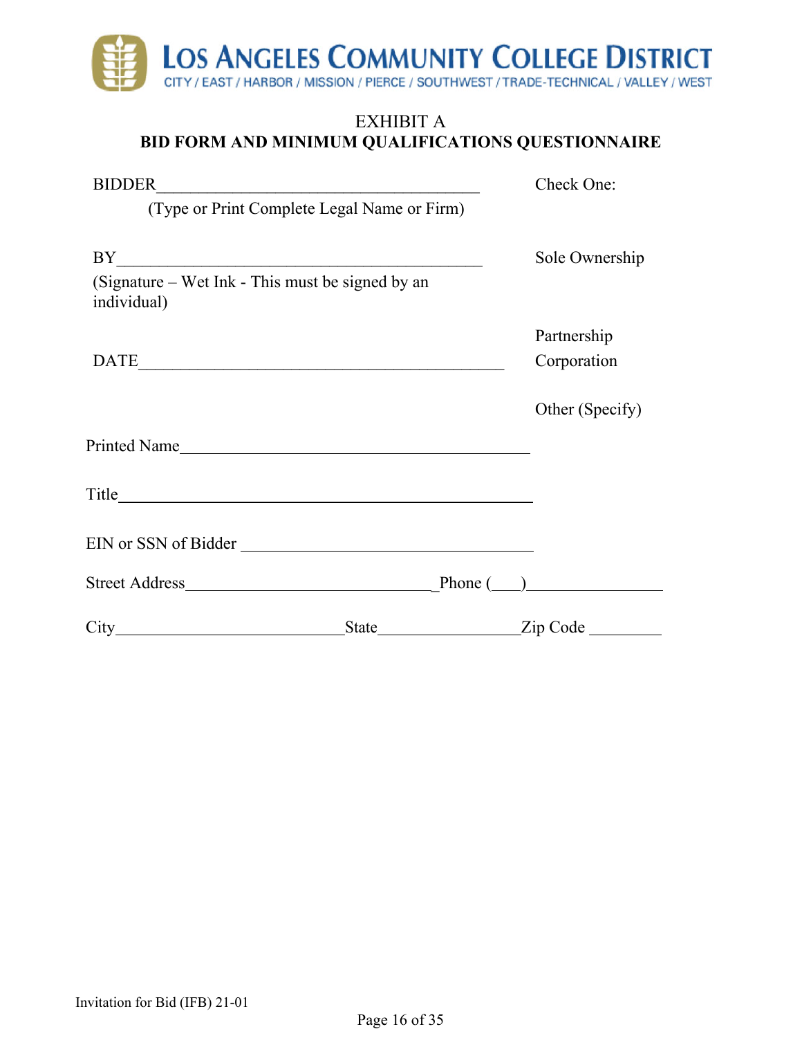LOS ANGELES COMMUNITY COLLEGE DISTRICT

CITY / EAST / HARBOR / MISSION / PIERCE / SOUTHWEST / TRADE-TECHNICAL / VALLEY / WEST

EXHIBIT A

**BID FORM AND MINIMUM QUALIFICATIONS QUESTIONNAIRE**

BIDDER______________________________________ Check One:

(Type or Print Complete Legal Name or Firm)

BY__________________________________________ Sole Ownership

(Signature – Wet Ink - This must be signed by an individual)

Partnership

DATE________________________________________ Corporation

Other (Specify)

Printed Name____________________________________________

Title____________________________________________

EIN or SSN of Bidder ____________________________________

Street Address______________________________ Phone (___)________________

City___________________________ State_________________ Zip Code _________

Invitation for Bid (IFB) 21-01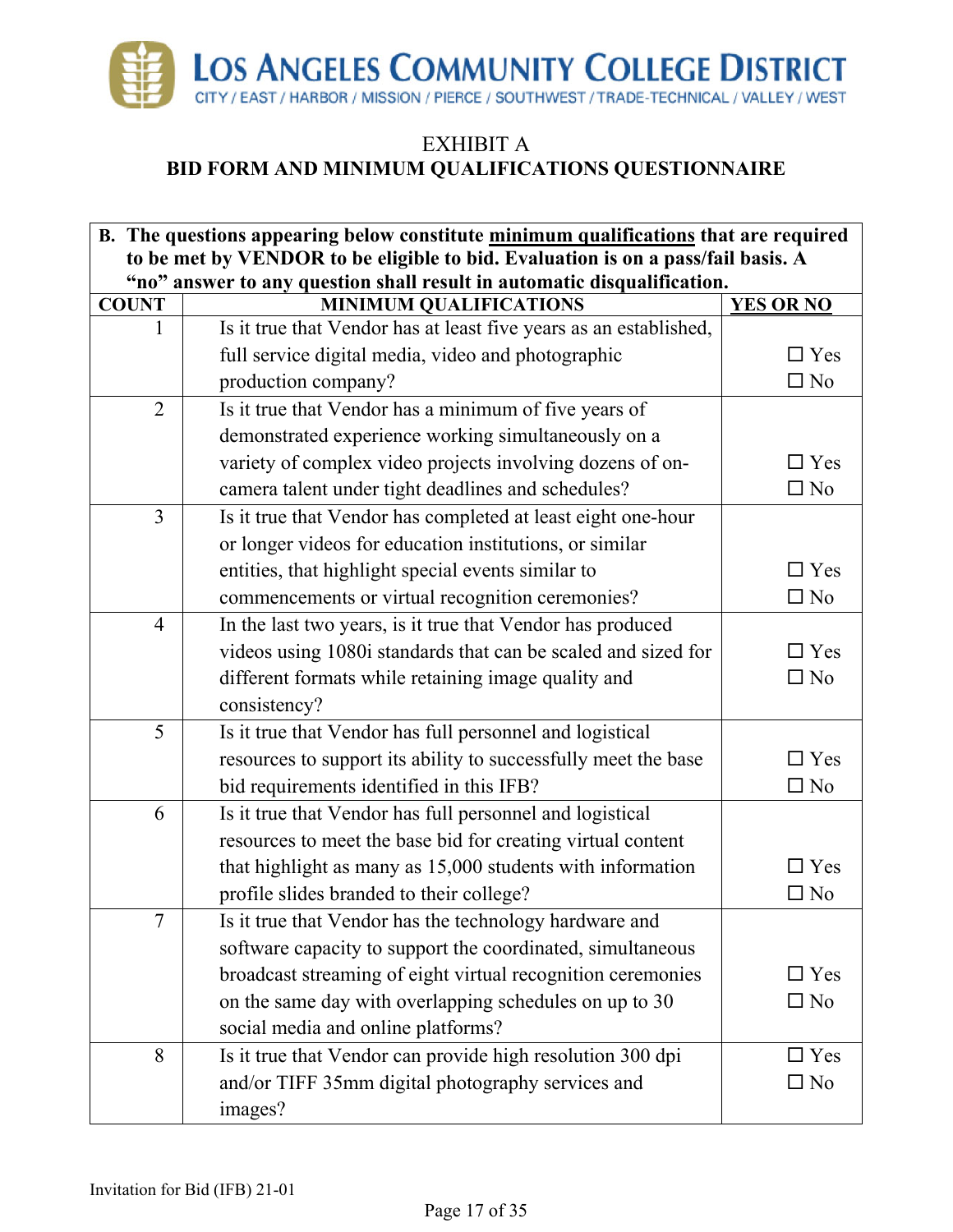# EXHIBIT A

## BID FORM AND MINIMUM QUALIFICATIONS QUESTIONNAIRE

| **B. The questions appearing below constitute minimum qualifications that are required to be met by VENDOR to be eligible to bid. Evaluation is on a pass/fail basis. A "no" answer to any question shall result in automatic disqualification.** | | |
|---|---|---|
| **COUNT** | **MINIMUM QUALIFICATIONS** | **YES OR NO** |
| 1 | Is it true that Vendor has at least five years as an established, full service digital media, video and photographic production company? | ☐ Yes ☐ No |
| 2 | Is it true that Vendor has a minimum of five years of demonstrated experience working simultaneously on a variety of complex video projects involving dozens of on-camera talent under tight deadlines and schedules? | ☐ Yes ☐ No |
| 3 | Is it true that Vendor has completed at least eight one-hour or longer videos for education institutions, or similar entities, that highlight special events similar to commencements or virtual recognition ceremonies? | ☐ Yes ☐ No |
| 4 | In the last two years, is it true that Vendor has produced videos using 1080i standards that can be scaled and sized for different formats while retaining image quality and consistency? | ☐ Yes ☐ No |
| 5 | Is it true that Vendor has full personnel and logistical resources to support its ability to successfully meet the base bid requirements identified in this IFB? | ☐ Yes ☐ No |
| 6 | Is it true that Vendor has full personnel and logistical resources to meet the base bid for creating virtual content that highlight as many as 15,000 students with information profile slides branded to their college? | ☐ Yes ☐ No |
| 7 | Is it true that Vendor has the technology hardware and software capacity to support the coordinated, simultaneous broadcast streaming of eight virtual recognition ceremonies on the same day with overlapping schedules on up to 30 social media and online platforms? | ☐ Yes ☐ No |
| 8 | Is it true that Vendor can provide high resolution 300 dpi and/or TIFF 35mm digital photography services and images? | ☐ Yes ☐ No |

Invitation for Bid (IFB) 21-01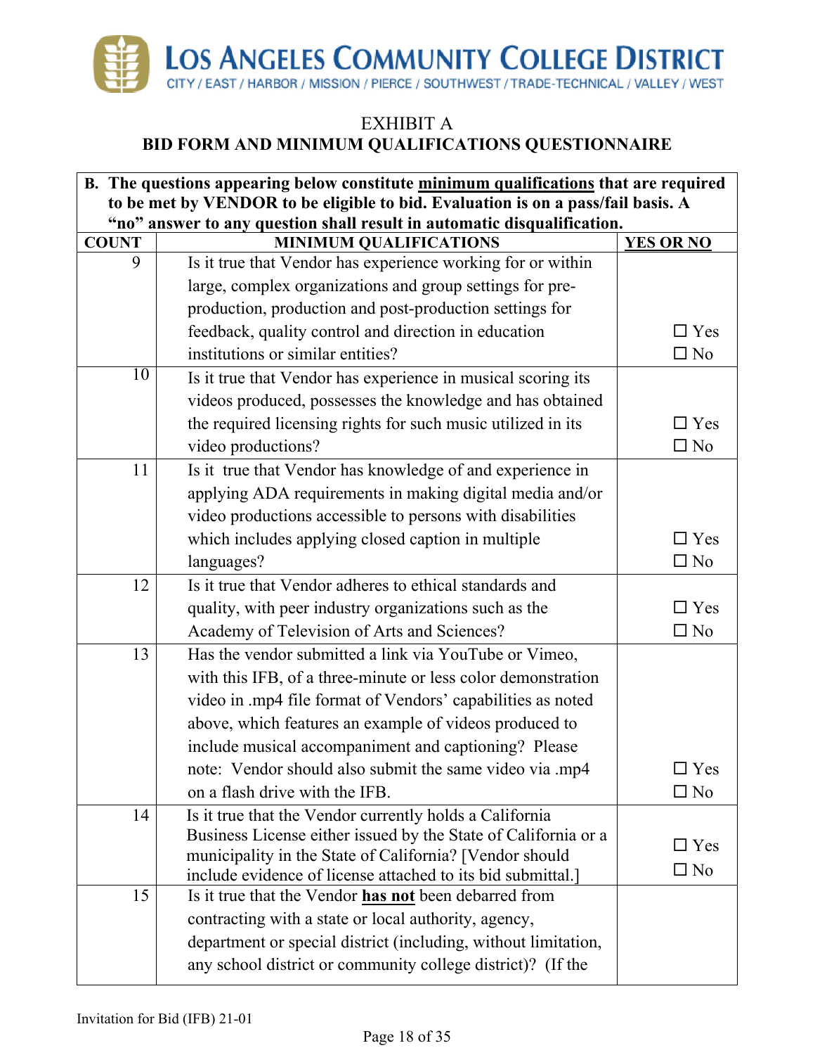# EXHIBIT A

## BID FORM AND MINIMUM QUALIFICATIONS QUESTIONNAIRE

| **B. The questions appearing below constitute minimum qualifications that are required to be met by VENDOR to be eligible to bid. Evaluation is on a pass/fail basis. A "no" answer to any question shall result in automatic disqualification.** | | |
|---|---|---|
| **COUNT** | **MINIMUM QUALIFICATIONS** | **YES OR NO** |
| 9 | Is it true that Vendor has experience working for or within large, complex organizations and group settings for pre-production, production and post-production settings for feedback, quality control and direction in education institutions or similar entities? | ☐ Yes ☐ No |
| 10 | Is it true that Vendor has experience in musical scoring its videos produced, possesses the knowledge and has obtained the required licensing rights for such music utilized in its video productions? | ☐ Yes ☐ No |
| 11 | Is it true that Vendor has knowledge of and experience in applying ADA requirements in making digital media and/or video productions accessible to persons with disabilities which includes applying closed caption in multiple languages? | ☐ Yes ☐ No |
| 12 | Is it true that Vendor adheres to ethical standards and quality, with peer industry organizations such as the Academy of Television of Arts and Sciences? | ☐ Yes ☐ No |
| 13 | Has the vendor submitted a link via YouTube or Vimeo, with this IFB, of a three-minute or less color demonstration video in .mp4 file format of Vendors' capabilities as noted above, which features an example of videos produced to include musical accompaniment and captioning? Please note: Vendor should also submit the same video via .mp4 on a flash drive with the IFB. | ☐ Yes ☐ No |
| 14 | Is it true that the Vendor currently holds a California Business License either issued by the State of California or a municipality in the State of California? [Vendor should include evidence of license attached to its bid submittal.] | ☐ Yes ☐ No |
| 15 | Is it true that the Vendor **has not** been debarred from contracting with a state or local authority, agency, department or special district (including, without limitation, any school district or community college district)? (If the | |

Invitation for Bid (IFB) 21-01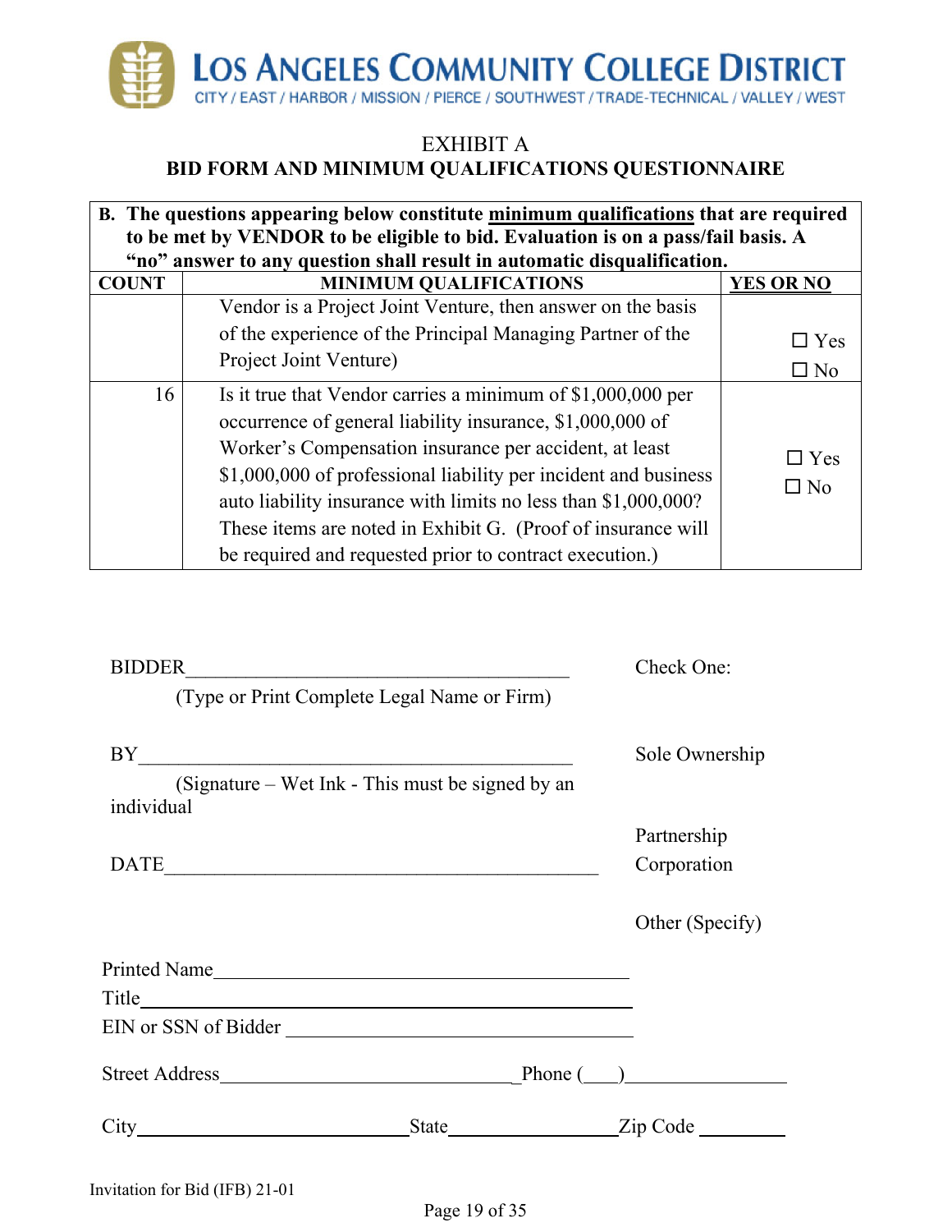# LOS ANGELES COMMUNITY COLLEGE DISTRICT

CITY / EAST / HARBOR / MISSION / PIERCE / SOUTHWEST / TRADE-TECHNICAL / VALLEY / WEST

EXHIBIT A

**BID FORM AND MINIMUM QUALIFICATIONS QUESTIONNAIRE**

| **B. The questions appearing below constitute minimum qualifications that are required to be met by VENDOR to be eligible to bid. Evaluation is on a pass/fail basis. A "no" answer to any question shall result in automatic disqualification.** | | |
|---|---|---|
| **COUNT** | **MINIMUM QUALIFICATIONS** | **YES OR NO** |
| | Vendor is a Project Joint Venture, then answer on the basis of the experience of the Principal Managing Partner of the Project Joint Venture) | ☐ Yes ☐ No |
| 16 | Is it true that Vendor carries a minimum of $1,000,000 per occurrence of general liability insurance, $1,000,000 of Worker's Compensation insurance per accident, at least $1,000,000 of professional liability per incident and business auto liability insurance with limits no less than $1,000,000? These items are noted in Exhibit G. (Proof of insurance will be required and requested prior to contract execution.) | ☐ Yes ☐ No |

BIDDER_______________________________________ 
(Type or Print Complete Legal Name or Firm)

Check One:

BY_____________________________________________ 
(Signature – Wet Ink - This must be signed by an individual

Sole Ownership

Partnership

Corporation

DATE____________________________________________

Other (Specify)

Printed Name_____________________________________

Title____________________________________________

EIN or SSN of Bidder ______________________________

Street Address_______________________________Phone (___)________________

City_____________________________State_________________Zip Code _________

Invitation for Bid (IFB) 21-01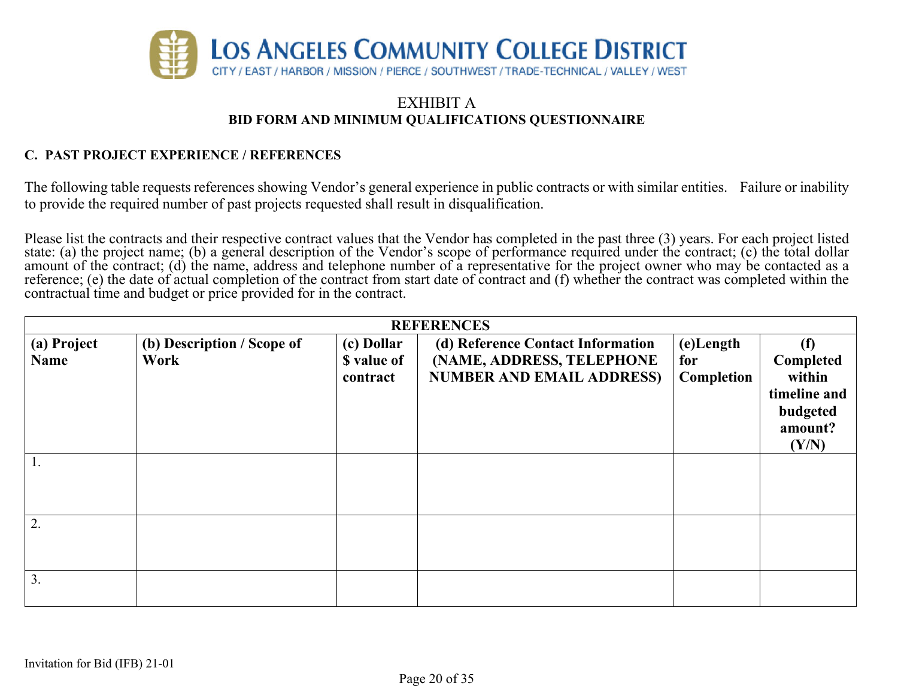# LOS ANGELES COMMUNITY COLLEGE DISTRICT

CITY / EAST / HARBOR / MISSION / PIERCE / SOUTHWEST / TRADE-TECHNICAL / VALLEY / WEST

EXHIBIT A

**BID FORM AND MINIMUM QUALIFICATIONS QUESTIONNAIRE**

**C. PAST PROJECT EXPERIENCE / REFERENCES**

The following table requests references showing Vendor's general experience in public contracts or with similar entities. Failure or inability to provide the required number of past projects requested shall result in disqualification.

Please list the contracts and their respective contract values that the Vendor has completed in the past three (3) years. For each project listed state: (a) the project name; (b) a general description of the Vendor's scope of performance required under the contract; (c) the total dollar amount of the contract; (d) the name, address and telephone number of a representative for the project owner who may be contacted as a reference; (e) the date of actual completion of the contract from start date of contract and (f) whether the contract was completed within the contractual time and budget or price provided for in the contract.

| **REFERENCES** | | | | | |
|---|---|---|---|---|---|
| **(a) Project Name** | **(b) Description / Scope of Work** | **(c) Dollar $ value of contract** | **(d) Reference Contact Information (NAME, ADDRESS, TELEPHONE NUMBER AND EMAIL ADDRESS)** | **(e)Length for Completion** | **(f) Completed within timeline and budgeted amount? (Y/N)** |
| 1. | | | | | |
| 2. | | | | | |
| 3. | | | | | |

Invitation for Bid (IFB) 21-01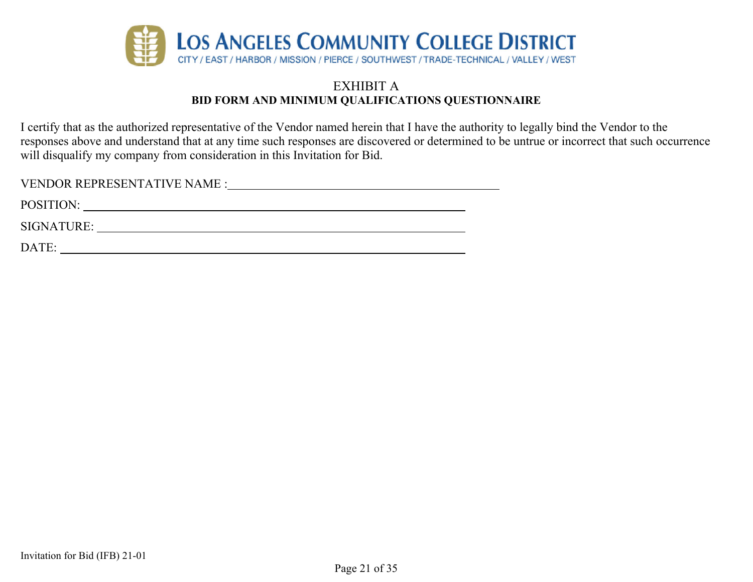LOS ANGELES COMMUNITY COLLEGE DISTRICT
CITY / EAST / HARBOR / MISSION / PIERCE / SOUTHWEST / TRADE-TECHNICAL / VALLEY / WEST

# EXHIBIT A
## BID FORM AND MINIMUM QUALIFICATIONS QUESTIONNAIRE

I certify that as the authorized representative of the Vendor named herein that I have the authority to legally bind the Vendor to the responses above and understand that at any time such responses are discovered or determined to be untrue or incorrect that such occurrence will disqualify my company from consideration in this Invitation for Bid.

VENDOR REPRESENTATIVE NAME :\_\_\_\_\_\_\_\_\_\_\_\_\_\_\_\_\_\_\_\_\_\_\_\_\_\_\_\_\_\_\_\_\_\_\_\_\_\_\_\_

POSITION: \_\_\_\_\_\_\_\_\_\_\_\_\_\_\_\_\_\_\_\_\_\_\_\_\_\_\_\_\_\_\_\_\_\_\_\_\_\_\_\_\_\_\_\_\_\_\_\_\_\_\_\_\_\_

SIGNATURE: \_\_\_\_\_\_\_\_\_\_\_\_\_\_\_\_\_\_\_\_\_\_\_\_\_\_\_\_\_\_\_\_\_\_\_\_\_\_\_\_\_\_\_\_\_\_\_\_\_\_\_

DATE: \_\_\_\_\_\_\_\_\_\_\_\_\_\_\_\_\_\_\_\_\_\_\_\_\_\_\_\_\_\_\_\_\_\_\_\_\_\_\_\_\_\_\_\_\_\_\_\_\_\_\_\_\_\_\_\_\_\_

Invitation for Bid (IFB) 21-01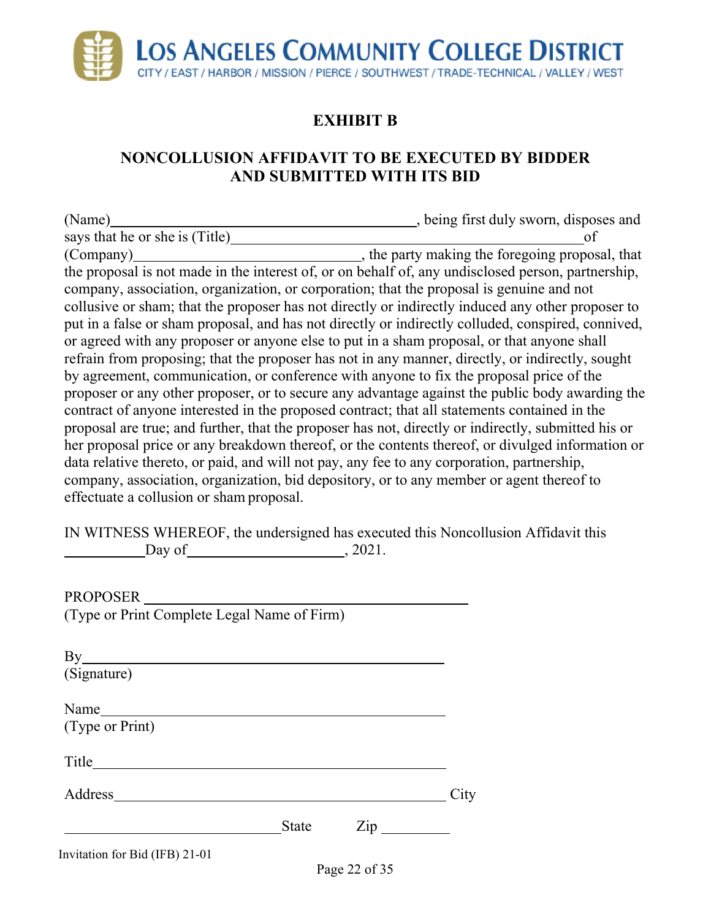LOS ANGELES COMMUNITY COLLEGE DISTRICT
CITY / EAST / HARBOR / MISSION / PIERCE / SOUTHWEST / TRADE-TECHNICAL / VALLEY / WEST

# EXHIBIT B

## NONCOLLUSION AFFIDAVIT TO BE EXECUTED BY BIDDER AND SUBMITTED WITH ITS BID

(Name)____________________________________, being first duly sworn, disposes and says that he or she is (Title)____________________________________of (Company)__________________________, the party making the foregoing proposal, that the proposal is not made in the interest of, or on behalf of, any undisclosed person, partnership, company, association, organization, or corporation; that the proposal is genuine and not collusive or sham; that the proposer has not directly or indirectly induced any other proposer to put in a false or sham proposal, and has not directly or indirectly colluded, conspired, connived, or agreed with any proposer or anyone else to put in a sham proposal, or that anyone shall refrain from proposing; that the proposer has not in any manner, directly, or indirectly, sought by agreement, communication, or conference with anyone to fix the proposal price of the proposer or any other proposer, or to secure any advantage against the public body awarding the contract of anyone interested in the proposed contract; that all statements contained in the proposal are true; and further, that the proposer has not, directly or indirectly, submitted his or her proposal price or any breakdown thereof, or the contents thereof, or divulged information or data relative thereto, or paid, and will not pay, any fee to any corporation, partnership, company, association, organization, bid depository, or to any member or agent thereof to effectuate a collusion or sham proposal.

IN WITNESS WHEREOF, the undersigned has executed this Noncollusion Affidavit this __________Day of____________________, 2021.

PROPOSER ________________________________________
(Type or Print Complete Legal Name of Firm)

By______________________________________________
(Signature)

Name____________________________________________
(Type or Print)

Title_____________________________________________

Address__________________________________________ City

___________________________State Zip __________

Invitation for Bid (IFB) 21-01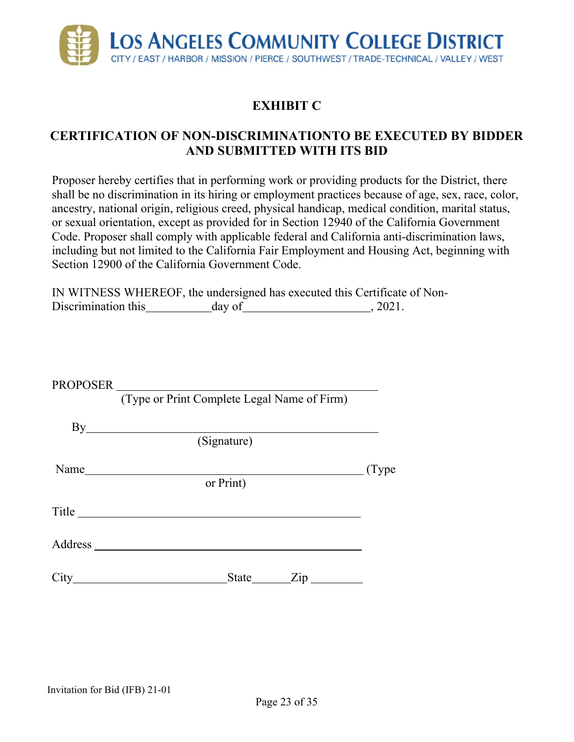# LOS ANGELES COMMUNITY COLLEGE DISTRICT

CITY / EAST / HARBOR / MISSION / PIERCE / SOUTHWEST / TRADE-TECHNICAL / VALLEY / WEST

## EXHIBIT C

## CERTIFICATION OF NON-DISCRIMINATIONTO BE EXECUTED BY BIDDER AND SUBMITTED WITH ITS BID

Proposer hereby certifies that in performing work or providing products for the District, there shall be no discrimination in its hiring or employment practices because of age, sex, race, color, ancestry, national origin, religious creed, physical handicap, medical condition, marital status, or sexual orientation, except as provided for in Section 12940 of the California Government Code. Proposer shall comply with applicable federal and California anti-discrimination laws, including but not limited to the California Fair Employment and Housing Act, beginning with Section 12900 of the California Government Code.

IN WITNESS WHEREOF, the undersigned has executed this Certificate of Non-Discrimination this__________day of____________________, 2021.

PROPOSER ________________________________________
(Type or Print Complete Legal Name of Firm)

By________________________________________
(Signature)

Name________________________________________ (Type or Print)

Title ________________________________________

Address ________________________________________

City______________________State______Zip ________

Invitation for Bid (IFB) 21-01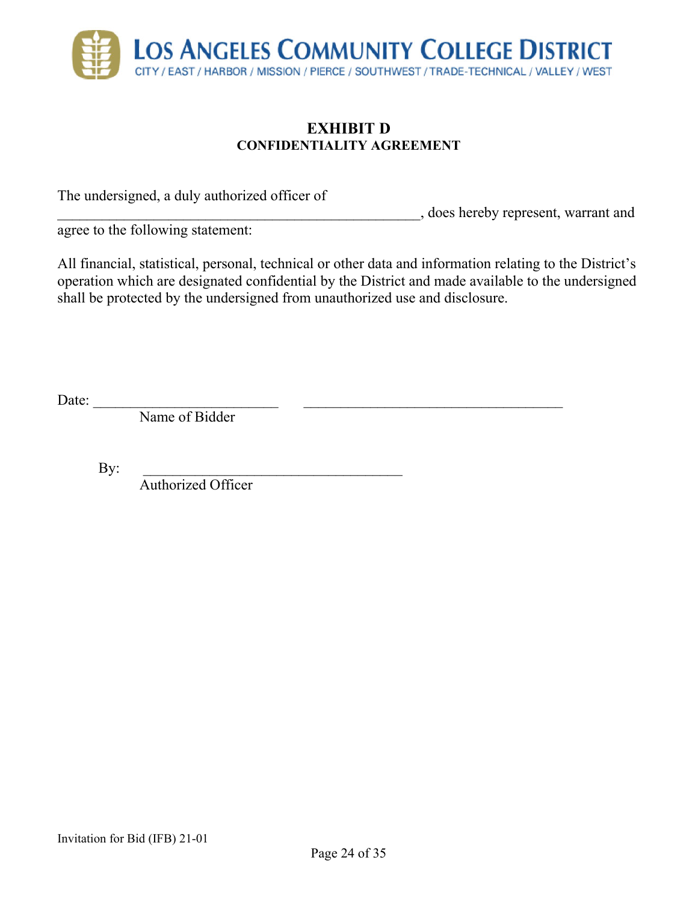LOS ANGELES COMMUNITY COLLEGE DISTRICT

CITY / EAST / HARBOR / MISSION / PIERCE / SOUTHWEST / TRADE-TECHNICAL / VALLEY / WEST

# EXHIBIT D

## CONFIDENTIALITY AGREEMENT

The undersigned, a duly authorized officer of \_\_\_\_\_\_\_\_\_\_\_\_\_\_\_\_\_\_\_\_\_\_\_\_\_\_\_\_\_\_\_\_\_\_\_\_\_\_\_\_\_\_\_\_\_\_\_\_, does hereby represent, warrant and agree to the following statement:

All financial, statistical, personal, technical or other data and information relating to the District's operation which are designated confidential by the District and made available to the undersigned shall be protected by the undersigned from unauthorized use and disclosure.

Date: \_\_\_\_\_\_\_\_\_\_\_\_\_\_\_\_\_\_\_\_\_\_\_\_\_\_ \_\_\_\_\_\_\_\_\_\_\_\_\_\_\_\_\_\_\_\_\_\_\_\_\_\_\_\_\_\_\_\_\_\_\_\_\_\_

Name of Bidder

By: \_\_\_\_\_\_\_\_\_\_\_\_\_\_\_\_\_\_\_\_\_\_\_\_\_\_\_\_\_\_\_\_\_\_\_\_\_\_

Authorized Officer

Invitation for Bid (IFB) 21-01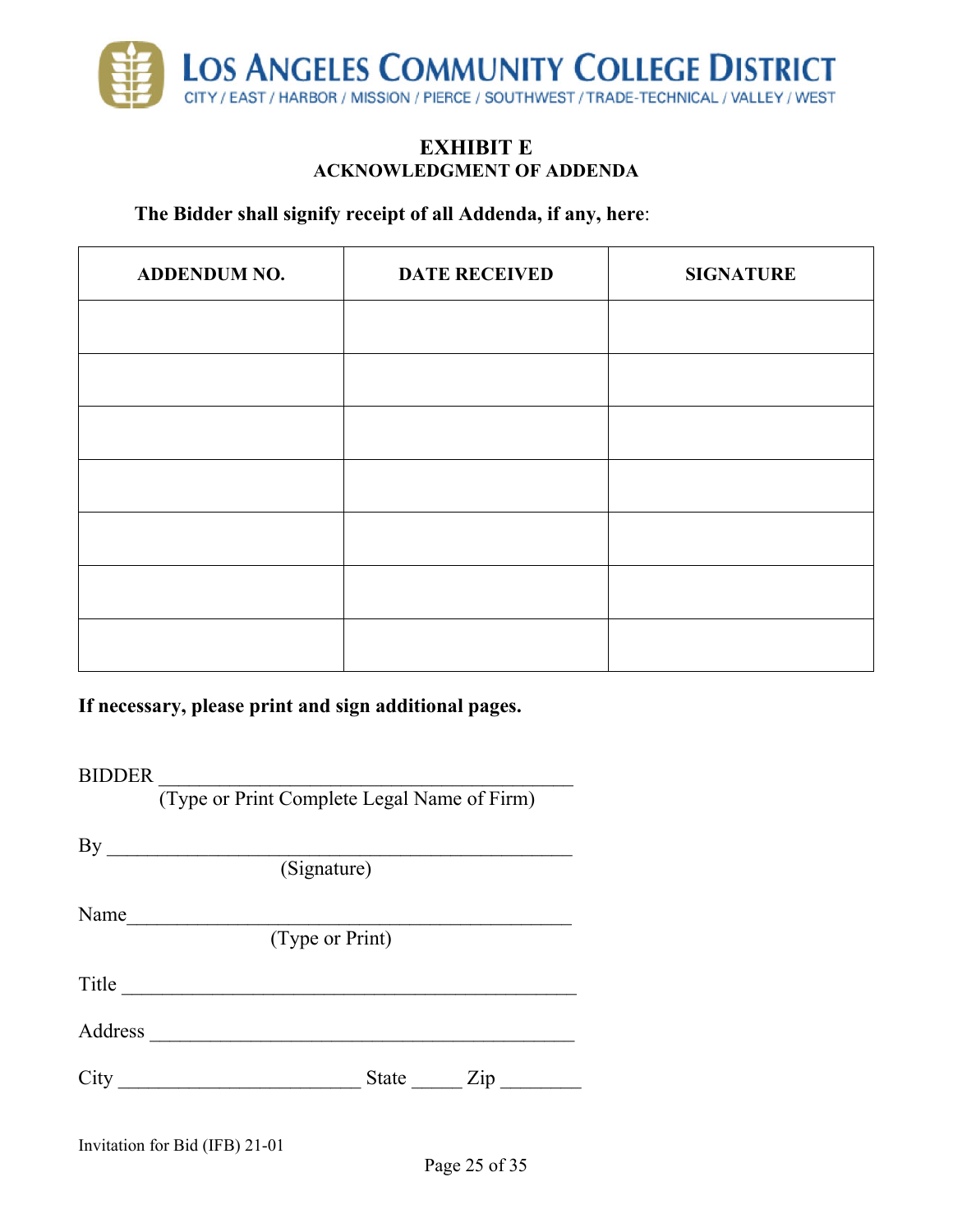# EXHIBIT E

## ACKNOWLEDGMENT OF ADDENDA

**The Bidder shall signify receipt of all Addenda, if any, here**:

| ADDENDUM NO. | DATE RECEIVED | SIGNATURE |
|---|---|---|
| | | |
| | | |
| | | |
| | | |
| | | |
| | | |
| | | |

**If necessary, please print and sign additional pages.**

BIDDER ___________________________________________
(Type or Print Complete Legal Name of Firm)

By _________________________________________________
(Signature)

Name_______________________________________________
(Type or Print)

Title _______________________________________________

Address ____________________________________________

City ________________________ State _____ Zip ________

Invitation for Bid (IFB) 21-01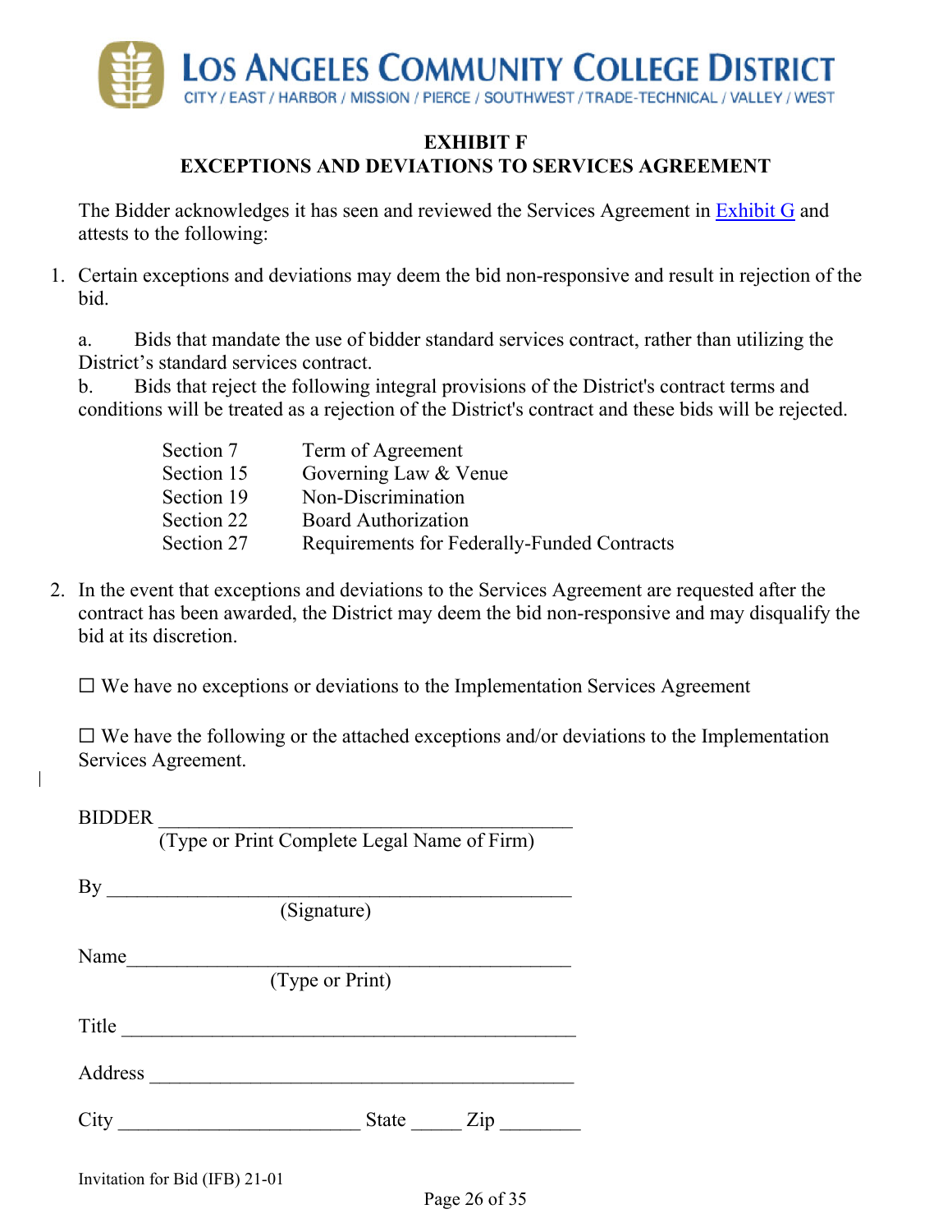LOS ANGELES COMMUNITY COLLEGE DISTRICT

CITY / EAST / HARBOR / MISSION / PIERCE / SOUTHWEST / TRADE-TECHNICAL / VALLEY / WEST

## EXHIBIT F
## EXCEPTIONS AND DEVIATIONS TO SERVICES AGREEMENT

The Bidder acknowledges it has seen and reviewed the Services Agreement in Exhibit G and attests to the following:

1. Certain exceptions and deviations may deem the bid non-responsive and result in rejection of the bid.

   a. Bids that mandate the use of bidder standard services contract, rather than utilizing the District's standard services contract.

   b. Bids that reject the following integral provisions of the District's contract terms and conditions will be treated as a rejection of the District's contract and these bids will be rejected.

| | |
|---|---|
| Section 7 | Term of Agreement |
| Section 15 | Governing Law & Venue |
| Section 19 | Non-Discrimination |
| Section 22 | Board Authorization |
| Section 27 | Requirements for Federally-Funded Contracts |

2. In the event that exceptions and deviations to the Services Agreement are requested after the contract has been awarded, the District may deem the bid non-responsive and may disqualify the bid at its discretion.

☐ We have no exceptions or deviations to the Implementation Services Agreement

☐ We have the following or the attached exceptions and/or deviations to the Implementation Services Agreement.

BIDDER ____________________________________________
(Type or Print Complete Legal Name of Firm)

By ________________________________________________
(Signature)

Name______________________________________________
(Type or Print)

Title _______________________________________________

Address ____________________________________________

City _______________________ State _____ Zip ________

Invitation for Bid (IFB) 21-01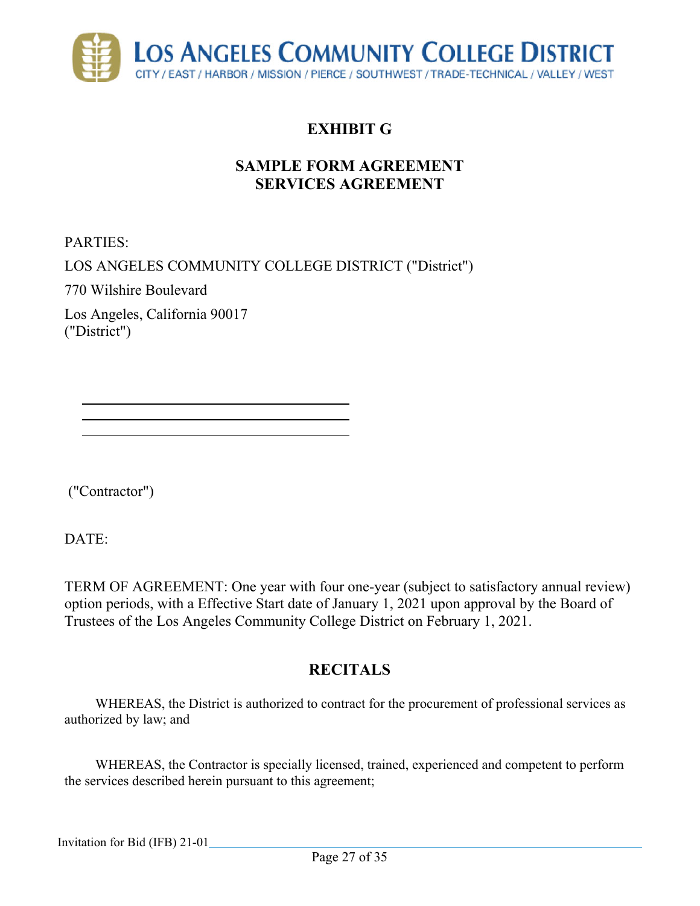# EXHIBIT G

## SAMPLE FORM AGREEMENT
## SERVICES AGREEMENT

PARTIES:

LOS ANGELES COMMUNITY COLLEGE DISTRICT ("District")

770 Wilshire Boulevard

Los Angeles, California 90017
("District")

\_\_\_\_\_\_\_\_\_\_\_\_\_\_\_\_\_\_\_\_\_\_\_\_\_\_\_\_\_\_\_\_\_\_\_\_\_\_\_\_
\_\_\_\_\_\_\_\_\_\_\_\_\_\_\_\_\_\_\_\_\_\_\_\_\_\_\_\_\_\_\_\_\_\_\_\_\_\_\_\_
\_\_\_\_\_\_\_\_\_\_\_\_\_\_\_\_\_\_\_\_\_\_\_\_\_\_\_\_\_\_\_\_\_\_\_\_\_\_\_\_

("Contractor")

DATE:

TERM OF AGREEMENT: One year with four one-year (subject to satisfactory annual review) option periods, with a Effective Start date of January 1, 2021 upon approval by the Board of Trustees of the Los Angeles Community College District on February 1, 2021.

## RECITALS

WHEREAS, the District is authorized to contract for the procurement of professional services as authorized by law; and

WHEREAS, the Contractor is specially licensed, trained, experienced and competent to perform the services described herein pursuant to this agreement;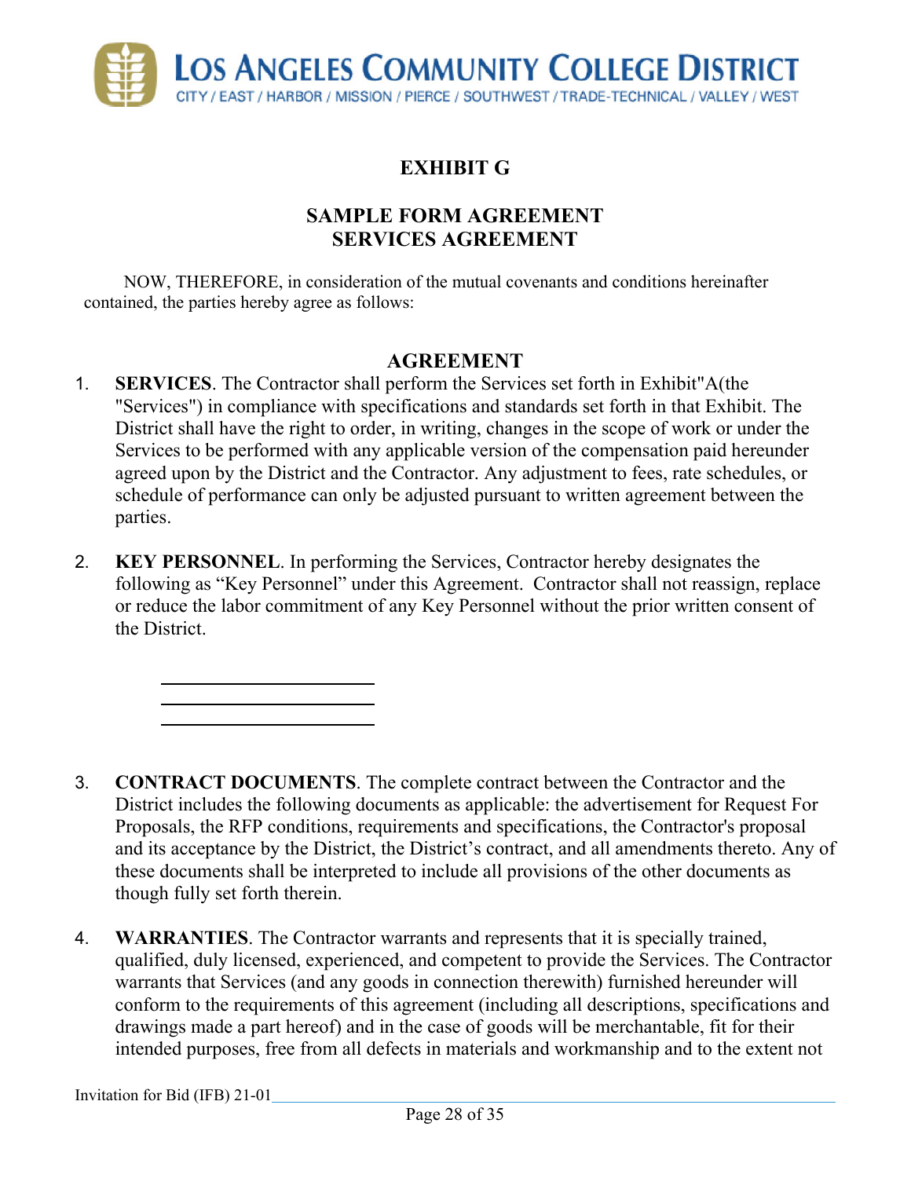**LOS ANGELES COMMUNITY COLLEGE DISTRICT**
CITY / EAST / HARBOR / MISSION / PIERCE / SOUTHWEST / TRADE-TECHNICAL / VALLEY / WEST

# EXHIBIT G

## SAMPLE FORM AGREEMENT
## SERVICES AGREEMENT

NOW, THEREFORE, in consideration of the mutual covenants and conditions hereinafter contained, the parties hereby agree as follows:

## AGREEMENT

1. **SERVICES**. The Contractor shall perform the Services set forth in Exhibit"A(the "Services") in compliance with specifications and standards set forth in that Exhibit. The District shall have the right to order, in writing, changes in the scope of work or under the Services to be performed with any applicable version of the compensation paid hereunder agreed upon by the District and the Contractor. Any adjustment to fees, rate schedules, or schedule of performance can only be adjusted pursuant to written agreement between the parties.

2. **KEY PERSONNEL**. In performing the Services, Contractor hereby designates the following as "Key Personnel" under this Agreement. Contractor shall not reassign, replace or reduce the labor commitment of any Key Personnel without the prior written consent of the District.

   ________________________
   ________________________
   ________________________

3. **CONTRACT DOCUMENTS**. The complete contract between the Contractor and the District includes the following documents as applicable: the advertisement for Request For Proposals, the RFP conditions, requirements and specifications, the Contractor's proposal and its acceptance by the District, the District's contract, and all amendments thereto. Any of these documents shall be interpreted to include all provisions of the other documents as though fully set forth therein.

4. **WARRANTIES**. The Contractor warrants and represents that it is specially trained, qualified, duly licensed, experienced, and competent to provide the Services. The Contractor warrants that Services (and any goods in connection therewith) furnished hereunder will conform to the requirements of this agreement (including all descriptions, specifications and drawings made a part hereof) and in the case of goods will be merchantable, fit for their intended purposes, free from all defects in materials and workmanship and to the extent not

Invitation for Bid (IFB) 21-01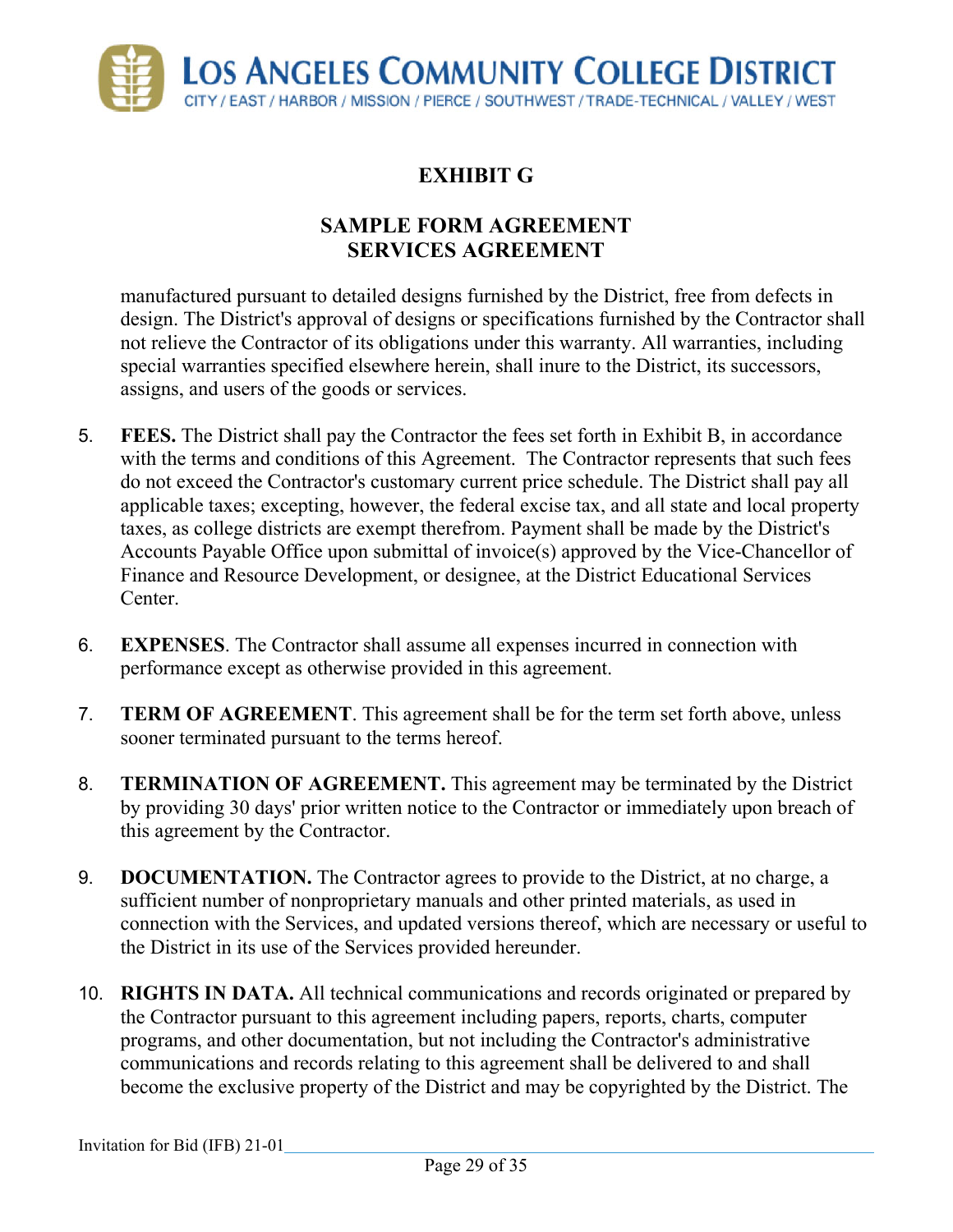# EXHIBIT G

## SAMPLE FORM AGREEMENT
## SERVICES AGREEMENT

manufactured pursuant to detailed designs furnished by the District, free from defects in design. The District's approval of designs or specifications furnished by the Contractor shall not relieve the Contractor of its obligations under this warranty. All warranties, including special warranties specified elsewhere herein, shall inure to the District, its successors, assigns, and users of the goods or services.

5. **FEES.** The District shall pay the Contractor the fees set forth in Exhibit B, in accordance with the terms and conditions of this Agreement. The Contractor represents that such fees do not exceed the Contractor's customary current price schedule. The District shall pay all applicable taxes; excepting, however, the federal excise tax, and all state and local property taxes, as college districts are exempt therefrom. Payment shall be made by the District's Accounts Payable Office upon submittal of invoice(s) approved by the Vice-Chancellor of Finance and Resource Development, or designee, at the District Educational Services Center.

6. **EXPENSES**. The Contractor shall assume all expenses incurred in connection with performance except as otherwise provided in this agreement.

7. **TERM OF AGREEMENT**. This agreement shall be for the term set forth above, unless sooner terminated pursuant to the terms hereof.

8. **TERMINATION OF AGREEMENT.** This agreement may be terminated by the District by providing 30 days' prior written notice to the Contractor or immediately upon breach of this agreement by the Contractor.

9. **DOCUMENTATION.** The Contractor agrees to provide to the District, at no charge, a sufficient number of nonproprietary manuals and other printed materials, as used in connection with the Services, and updated versions thereof, which are necessary or useful to the District in its use of the Services provided hereunder.

10. **RIGHTS IN DATA.** All technical communications and records originated or prepared by the Contractor pursuant to this agreement including papers, reports, charts, computer programs, and other documentation, but not including the Contractor's administrative communications and records relating to this agreement shall be delivered to and shall become the exclusive property of the District and may be copyrighted by the District. The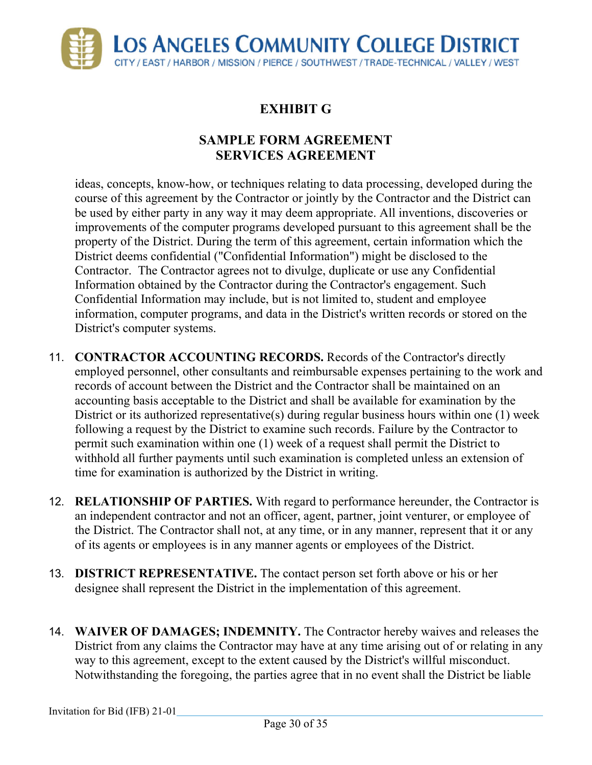# EXHIBIT G

## SAMPLE FORM AGREEMENT
## SERVICES AGREEMENT

ideas, concepts, know-how, or techniques relating to data processing, developed during the course of this agreement by the Contractor or jointly by the Contractor and the District can be used by either party in any way it may deem appropriate. All inventions, discoveries or improvements of the computer programs developed pursuant to this agreement shall be the property of the District. During the term of this agreement, certain information which the District deems confidential ("Confidential Information") might be disclosed to the Contractor. The Contractor agrees not to divulge, duplicate or use any Confidential Information obtained by the Contractor during the Contractor's engagement. Such Confidential Information may include, but is not limited to, student and employee information, computer programs, and data in the District's written records or stored on the District's computer systems.

11. **CONTRACTOR ACCOUNTING RECORDS.** Records of the Contractor's directly employed personnel, other consultants and reimbursable expenses pertaining to the work and records of account between the District and the Contractor shall be maintained on an accounting basis acceptable to the District and shall be available for examination by the District or its authorized representative(s) during regular business hours within one (1) week following a request by the District to examine such records. Failure by the Contractor to permit such examination within one (1) week of a request shall permit the District to withhold all further payments until such examination is completed unless an extension of time for examination is authorized by the District in writing.

12. **RELATIONSHIP OF PARTIES.** With regard to performance hereunder, the Contractor is an independent contractor and not an officer, agent, partner, joint venturer, or employee of the District. The Contractor shall not, at any time, or in any manner, represent that it or any of its agents or employees is in any manner agents or employees of the District.

13. **DISTRICT REPRESENTATIVE.** The contact person set forth above or his or her designee shall represent the District in the implementation of this agreement.

14. **WAIVER OF DAMAGES; INDEMNITY.** The Contractor hereby waives and releases the District from any claims the Contractor may have at any time arising out of or relating in any way to this agreement, except to the extent caused by the District's willful misconduct. Notwithstanding the foregoing, the parties agree that in no event shall the District be liable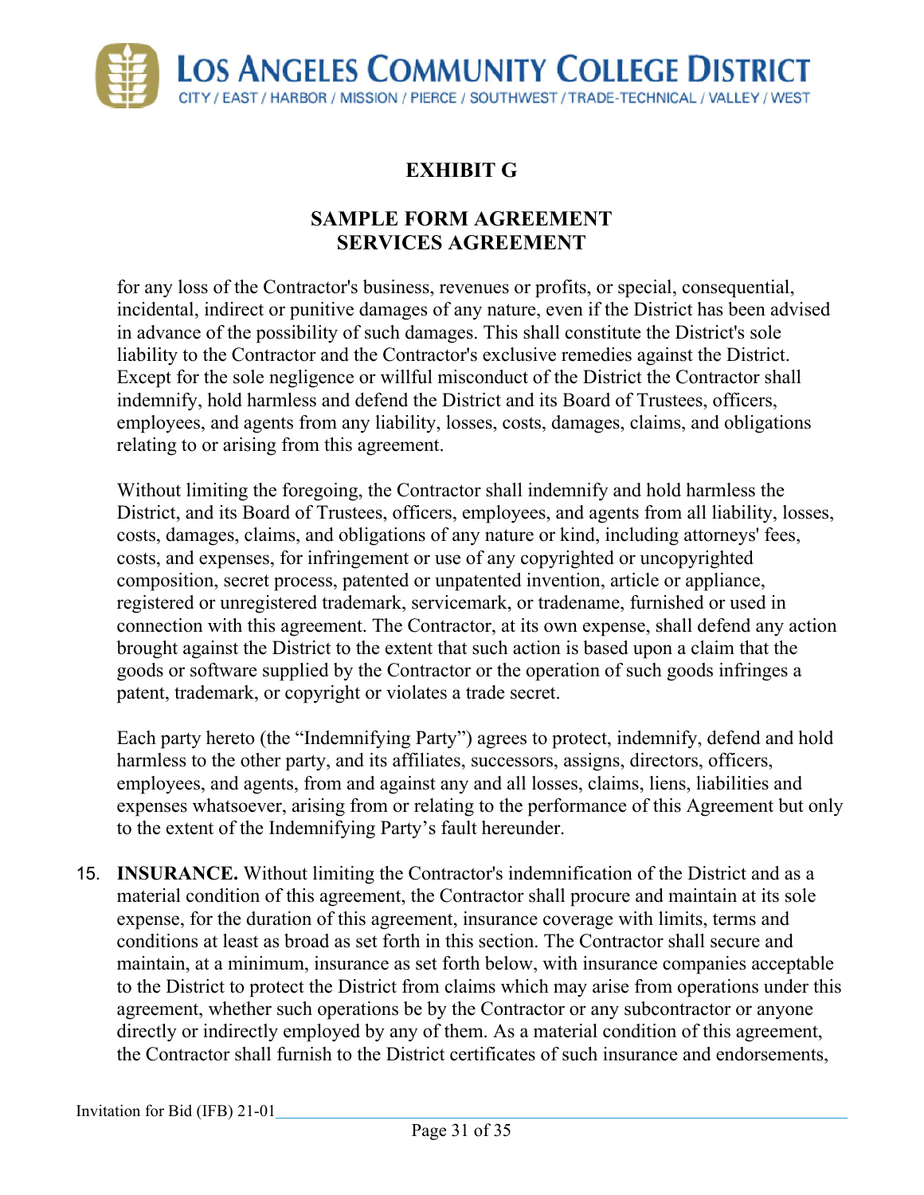# EXHIBIT G

## SAMPLE FORM AGREEMENT
## SERVICES AGREEMENT

for any loss of the Contractor's business, revenues or profits, or special, consequential, incidental, indirect or punitive damages of any nature, even if the District has been advised in advance of the possibility of such damages. This shall constitute the District's sole liability to the Contractor and the Contractor's exclusive remedies against the District. Except for the sole negligence or willful misconduct of the District the Contractor shall indemnify, hold harmless and defend the District and its Board of Trustees, officers, employees, and agents from any liability, losses, costs, damages, claims, and obligations relating to or arising from this agreement.

Without limiting the foregoing, the Contractor shall indemnify and hold harmless the District, and its Board of Trustees, officers, employees, and agents from all liability, losses, costs, damages, claims, and obligations of any nature or kind, including attorneys' fees, costs, and expenses, for infringement or use of any copyrighted or uncopyrighted composition, secret process, patented or unpatented invention, article or appliance, registered or unregistered trademark, servicemark, or tradename, furnished or used in connection with this agreement. The Contractor, at its own expense, shall defend any action brought against the District to the extent that such action is based upon a claim that the goods or software supplied by the Contractor or the operation of such goods infringes a patent, trademark, or copyright or violates a trade secret.

Each party hereto (the "Indemnifying Party") agrees to protect, indemnify, defend and hold harmless to the other party, and its affiliates, successors, assigns, directors, officers, employees, and agents, from and against any and all losses, claims, liens, liabilities and expenses whatsoever, arising from or relating to the performance of this Agreement but only to the extent of the Indemnifying Party's fault hereunder.

15. **INSURANCE.** Without limiting the Contractor's indemnification of the District and as a material condition of this agreement, the Contractor shall procure and maintain at its sole expense, for the duration of this agreement, insurance coverage with limits, terms and conditions at least as broad as set forth in this section. The Contractor shall secure and maintain, at a minimum, insurance as set forth below, with insurance companies acceptable to the District to protect the District from claims which may arise from operations under this agreement, whether such operations be by the Contractor or any subcontractor or anyone directly or indirectly employed by any of them. As a material condition of this agreement, the Contractor shall furnish to the District certificates of such insurance and endorsements,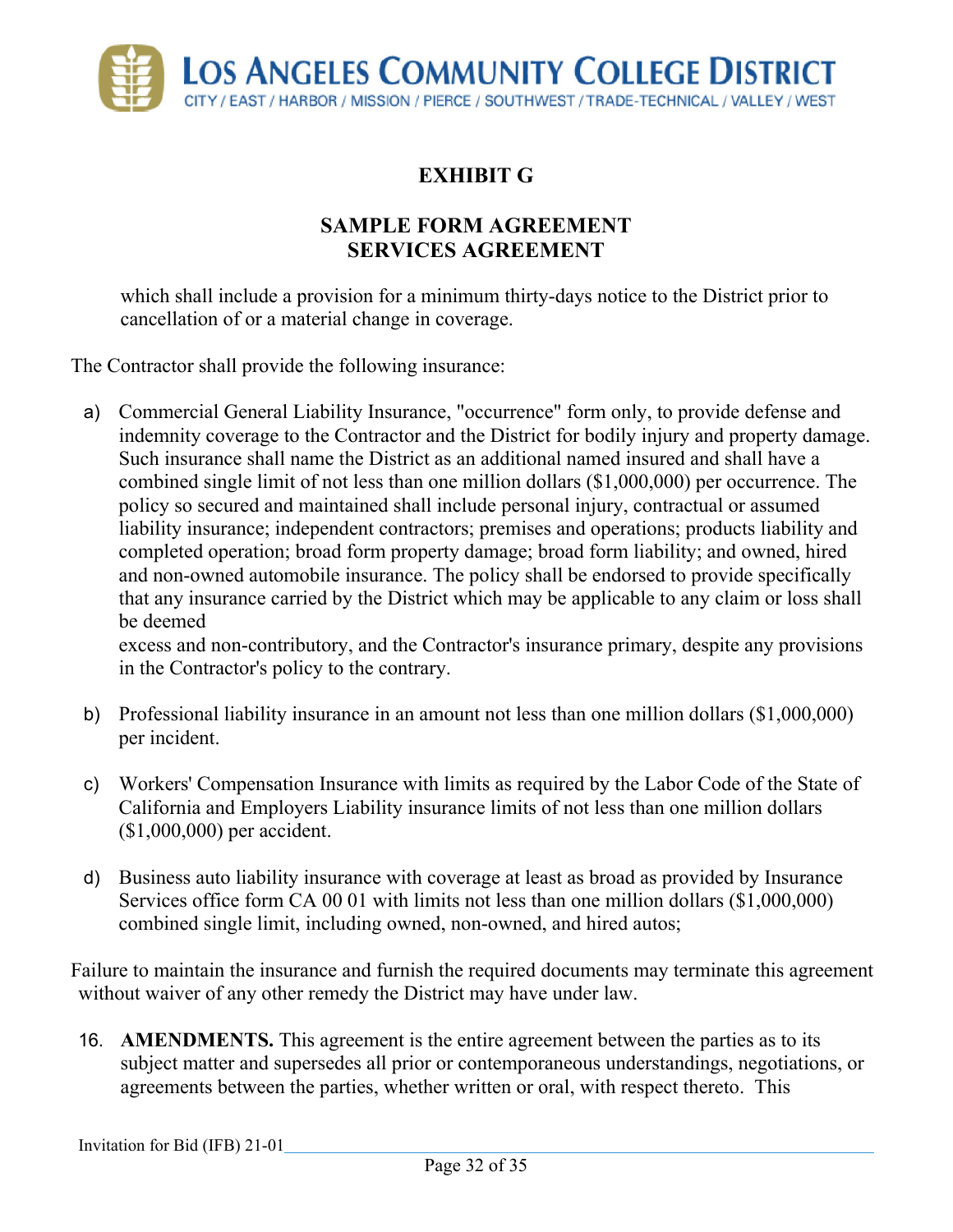**EXHIBIT G**

**SAMPLE FORM AGREEMENT**
**SERVICES AGREEMENT**

which shall include a provision for a minimum thirty-days notice to the District prior to cancellation of or a material change in coverage.

The Contractor shall provide the following insurance:

a) Commercial General Liability Insurance, "occurrence" form only, to provide defense and indemnity coverage to the Contractor and the District for bodily injury and property damage. Such insurance shall name the District as an additional named insured and shall have a combined single limit of not less than one million dollars ($1,000,000) per occurrence. The policy so secured and maintained shall include personal injury, contractual or assumed liability insurance; independent contractors; premises and operations; products liability and completed operation; broad form property damage; broad form liability; and owned, hired and non-owned automobile insurance. The policy shall be endorsed to provide specifically that any insurance carried by the District which may be applicable to any claim or loss shall be deemed
excess and non-contributory, and the Contractor's insurance primary, despite any provisions in the Contractor's policy to the contrary.

b) Professional liability insurance in an amount not less than one million dollars ($1,000,000) per incident.

c) Workers' Compensation Insurance with limits as required by the Labor Code of the State of California and Employers Liability insurance limits of not less than one million dollars ($1,000,000) per accident.

d) Business auto liability insurance with coverage at least as broad as provided by Insurance Services office form CA 00 01 with limits not less than one million dollars ($1,000,000) combined single limit, including owned, non-owned, and hired autos;

Failure to maintain the insurance and furnish the required documents may terminate this agreement without waiver of any other remedy the District may have under law.

16. **AMENDMENTS.** This agreement is the entire agreement between the parties as to its subject matter and supersedes all prior or contemporaneous understandings, negotiations, or agreements between the parties, whether written or oral, with respect thereto. This

Invitation for Bid (IFB) 21-01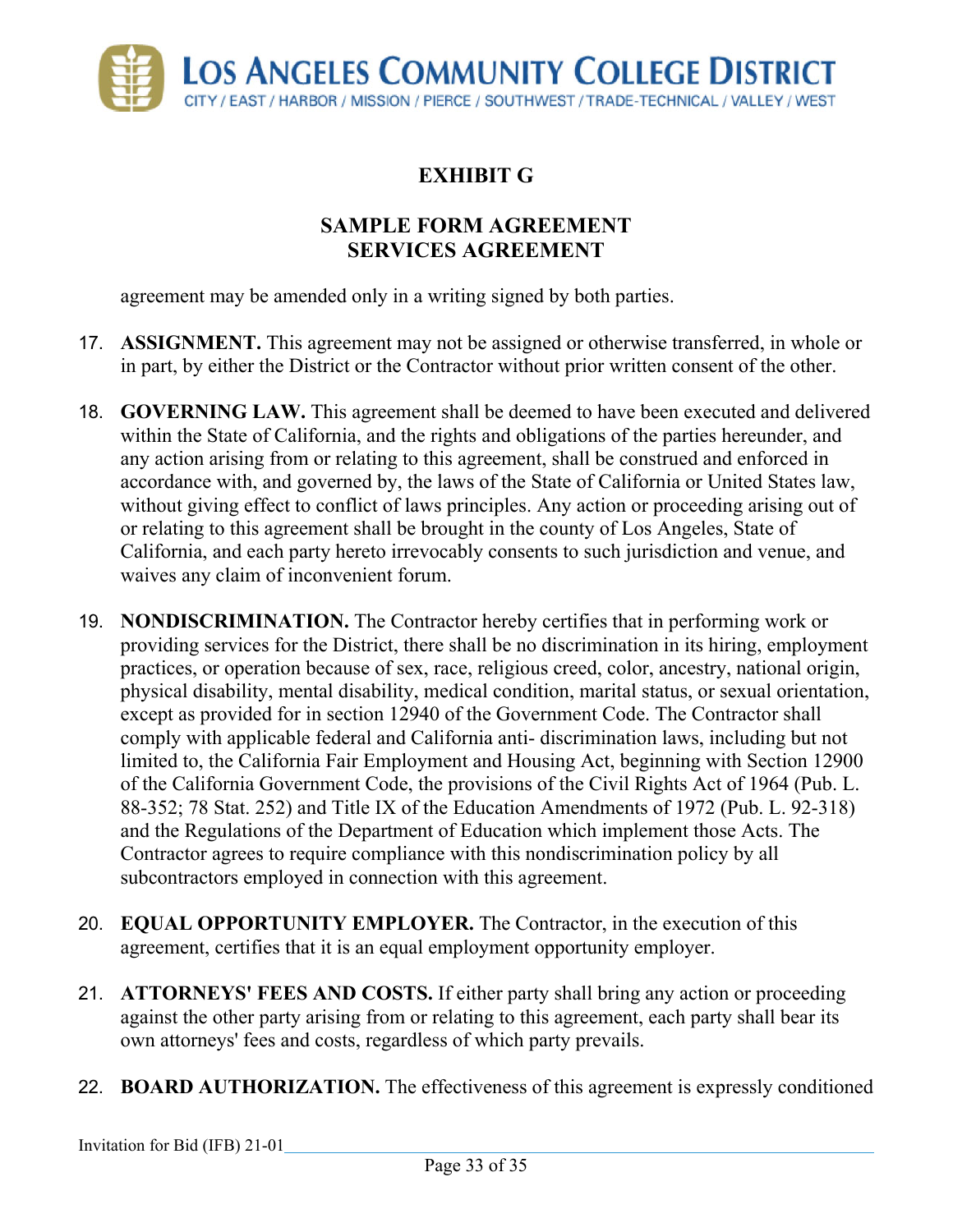**EXHIBIT G**

**SAMPLE FORM AGREEMENT
SERVICES AGREEMENT**

agreement may be amended only in a writing signed by both parties.

17. **ASSIGNMENT.** This agreement may not be assigned or otherwise transferred, in whole or in part, by either the District or the Contractor without prior written consent of the other.

18. **GOVERNING LAW.** This agreement shall be deemed to have been executed and delivered within the State of California, and the rights and obligations of the parties hereunder, and any action arising from or relating to this agreement, shall be construed and enforced in accordance with, and governed by, the laws of the State of California or United States law, without giving effect to conflict of laws principles. Any action or proceeding arising out of or relating to this agreement shall be brought in the county of Los Angeles, State of California, and each party hereto irrevocably consents to such jurisdiction and venue, and waives any claim of inconvenient forum.

19. **NONDISCRIMINATION.** The Contractor hereby certifies that in performing work or providing services for the District, there shall be no discrimination in its hiring, employment practices, or operation because of sex, race, religious creed, color, ancestry, national origin, physical disability, mental disability, medical condition, marital status, or sexual orientation, except as provided for in section 12940 of the Government Code. The Contractor shall comply with applicable federal and California anti- discrimination laws, including but not limited to, the California Fair Employment and Housing Act, beginning with Section 12900 of the California Government Code, the provisions of the Civil Rights Act of 1964 (Pub. L. 88-352; 78 Stat. 252) and Title IX of the Education Amendments of 1972 (Pub. L. 92-318) and the Regulations of the Department of Education which implement those Acts. The Contractor agrees to require compliance with this nondiscrimination policy by all subcontractors employed in connection with this agreement.

20. **EQUAL OPPORTUNITY EMPLOYER.** The Contractor, in the execution of this agreement, certifies that it is an equal employment opportunity employer.

21. **ATTORNEYS' FEES AND COSTS.** If either party shall bring any action or proceeding against the other party arising from or relating to this agreement, each party shall bear its own attorneys' fees and costs, regardless of which party prevails.

22. **BOARD AUTHORIZATION.** The effectiveness of this agreement is expressly conditioned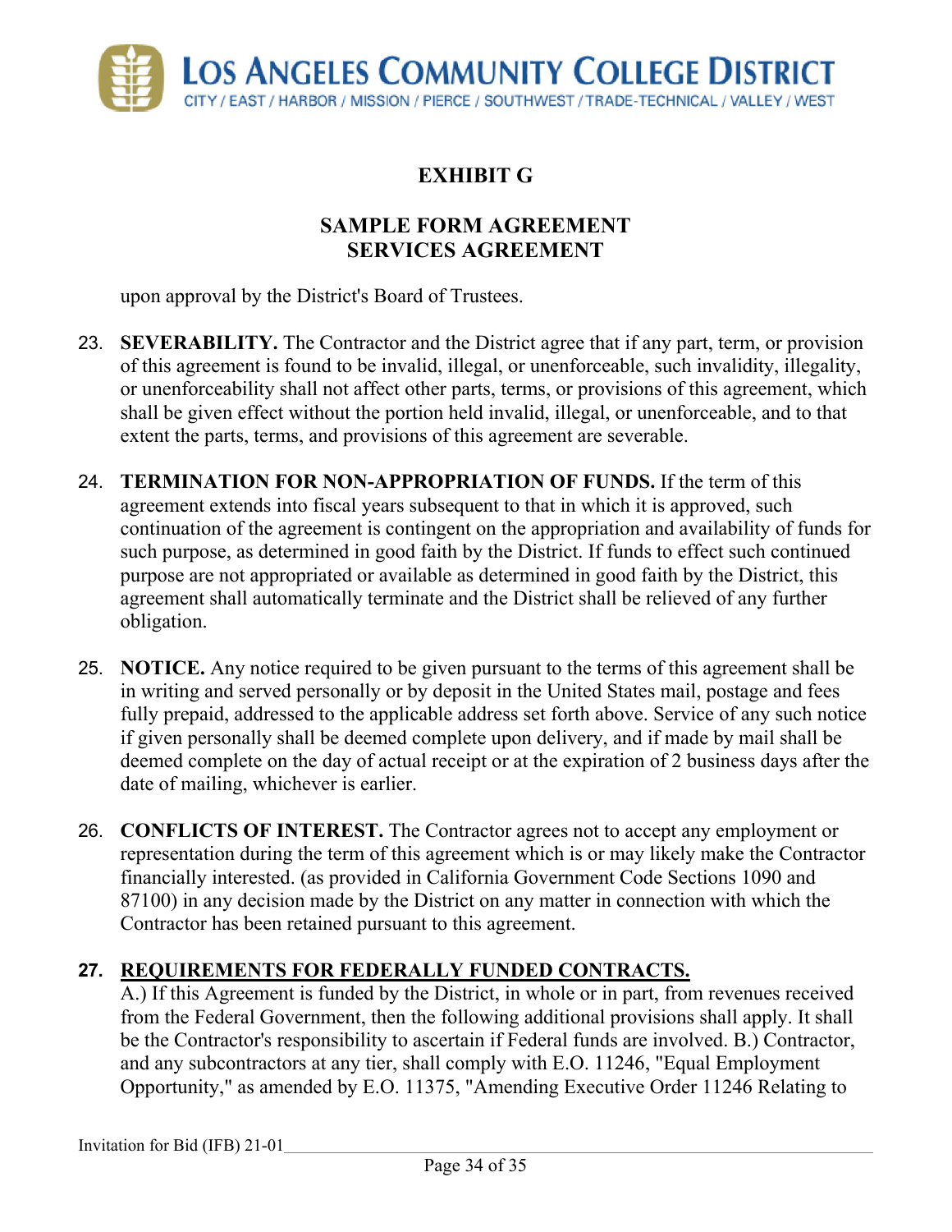# EXHIBIT G

## SAMPLE FORM AGREEMENT
## SERVICES AGREEMENT

upon approval by the District's Board of Trustees.

23. **SEVERABILITY.** The Contractor and the District agree that if any part, term, or provision of this agreement is found to be invalid, illegal, or unenforceable, such invalidity, illegality, or unenforceability shall not affect other parts, terms, or provisions of this agreement, which shall be given effect without the portion held invalid, illegal, or unenforceable, and to that extent the parts, terms, and provisions of this agreement are severable.

24. **TERMINATION FOR NON-APPROPRIATION OF FUNDS.** If the term of this agreement extends into fiscal years subsequent to that in which it is approved, such continuation of the agreement is contingent on the appropriation and availability of funds for such purpose, as determined in good faith by the District. If funds to effect such continued purpose are not appropriated or available as determined in good faith by the District, this agreement shall automatically terminate and the District shall be relieved of any further obligation.

25. **NOTICE.** Any notice required to be given pursuant to the terms of this agreement shall be in writing and served personally or by deposit in the United States mail, postage and fees fully prepaid, addressed to the applicable address set forth above. Service of any such notice if given personally shall be deemed complete upon delivery, and if made by mail shall be deemed complete on the day of actual receipt or at the expiration of 2 business days after the date of mailing, whichever is earlier.

26. **CONFLICTS OF INTEREST.** The Contractor agrees not to accept any employment or representation during the term of this agreement which is or may likely make the Contractor financially interested. (as provided in California Government Code Sections 1090 and 87100) in any decision made by the District on any matter in connection with which the Contractor has been retained pursuant to this agreement.

27. **REQUIREMENTS FOR FEDERALLY FUNDED CONTRACTS.**
A.) If this Agreement is funded by the District, in whole or in part, from revenues received from the Federal Government, then the following additional provisions shall apply. It shall be the Contractor's responsibility to ascertain if Federal funds are involved. B.) Contractor, and any subcontractors at any tier, shall comply with E.O. 11246, "Equal Employment Opportunity," as amended by E.O. 11375, "Amending Executive Order 11246 Relating to

Invitation for Bid (IFB) 21-01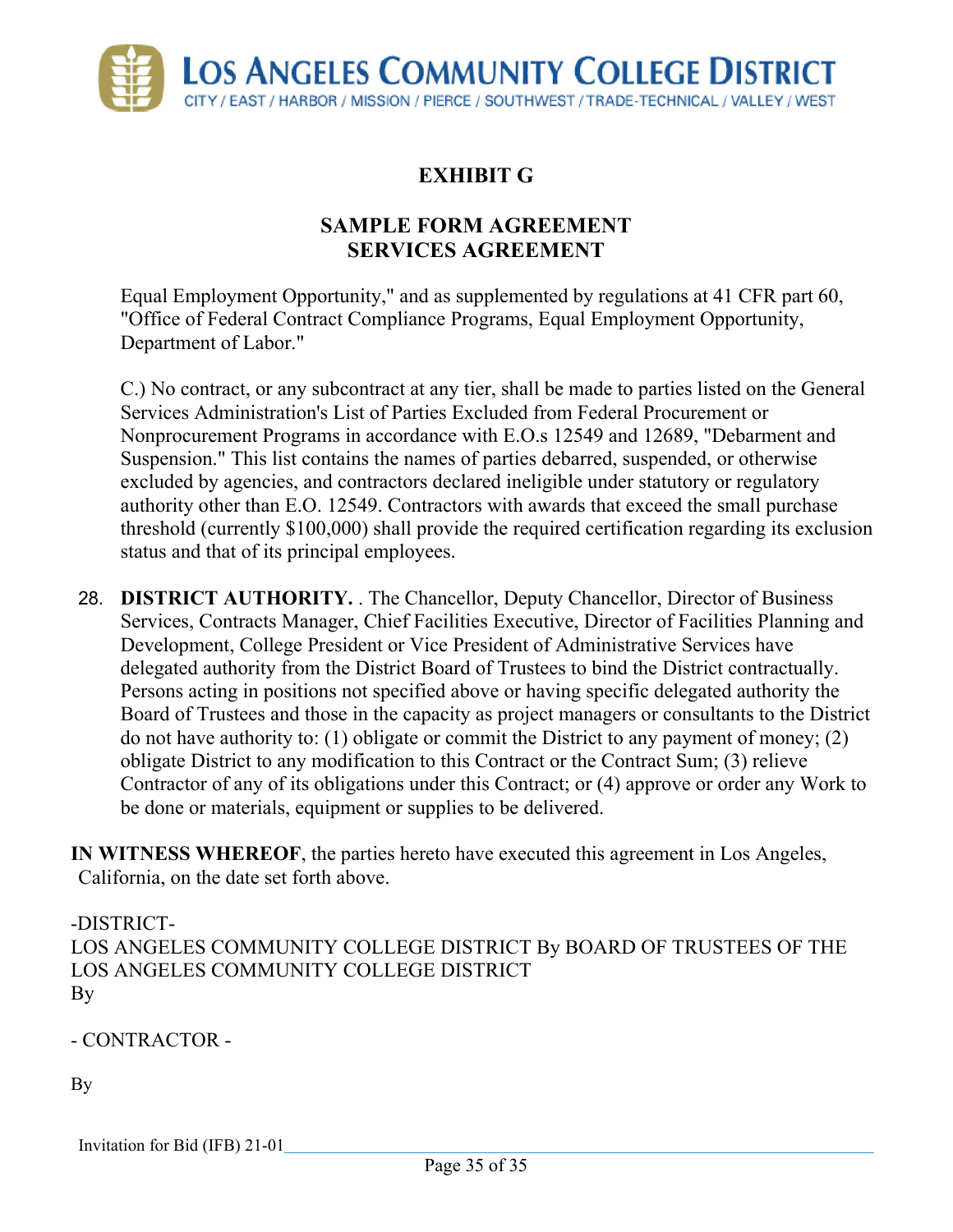## EXHIBIT G

## SAMPLE FORM AGREEMENT SERVICES AGREEMENT

Equal Employment Opportunity," and as supplemented by regulations at 41 CFR part 60, "Office of Federal Contract Compliance Programs, Equal Employment Opportunity, Department of Labor."

C.) No contract, or any subcontract at any tier, shall be made to parties listed on the General Services Administration's List of Parties Excluded from Federal Procurement or Nonprocurement Programs in accordance with E.O.s 12549 and 12689, "Debarment and Suspension." This list contains the names of parties debarred, suspended, or otherwise excluded by agencies, and contractors declared ineligible under statutory or regulatory authority other than E.O. 12549. Contractors with awards that exceed the small purchase threshold (currently $100,000) shall provide the required certification regarding its exclusion status and that of its principal employees.

28. **DISTRICT AUTHORITY.** . The Chancellor, Deputy Chancellor, Director of Business Services, Contracts Manager, Chief Facilities Executive, Director of Facilities Planning and Development, College President or Vice President of Administrative Services have delegated authority from the District Board of Trustees to bind the District contractually. Persons acting in positions not specified above or having specific delegated authority the Board of Trustees and those in the capacity as project managers or consultants to the District do not have authority to: (1) obligate or commit the District to any payment of money; (2) obligate District to any modification to this Contract or the Contract Sum; (3) relieve Contractor of any of its obligations under this Contract; or (4) approve or order any Work to be done or materials, equipment or supplies to be delivered.

**IN WITNESS WHEREOF**, the parties hereto have executed this agreement in Los Angeles, California, on the date set forth above.

-DISTRICT-
LOS ANGELES COMMUNITY COLLEGE DISTRICT By BOARD OF TRUSTEES OF THE LOS ANGELES COMMUNITY COLLEGE DISTRICT
By

- CONTRACTOR -

By